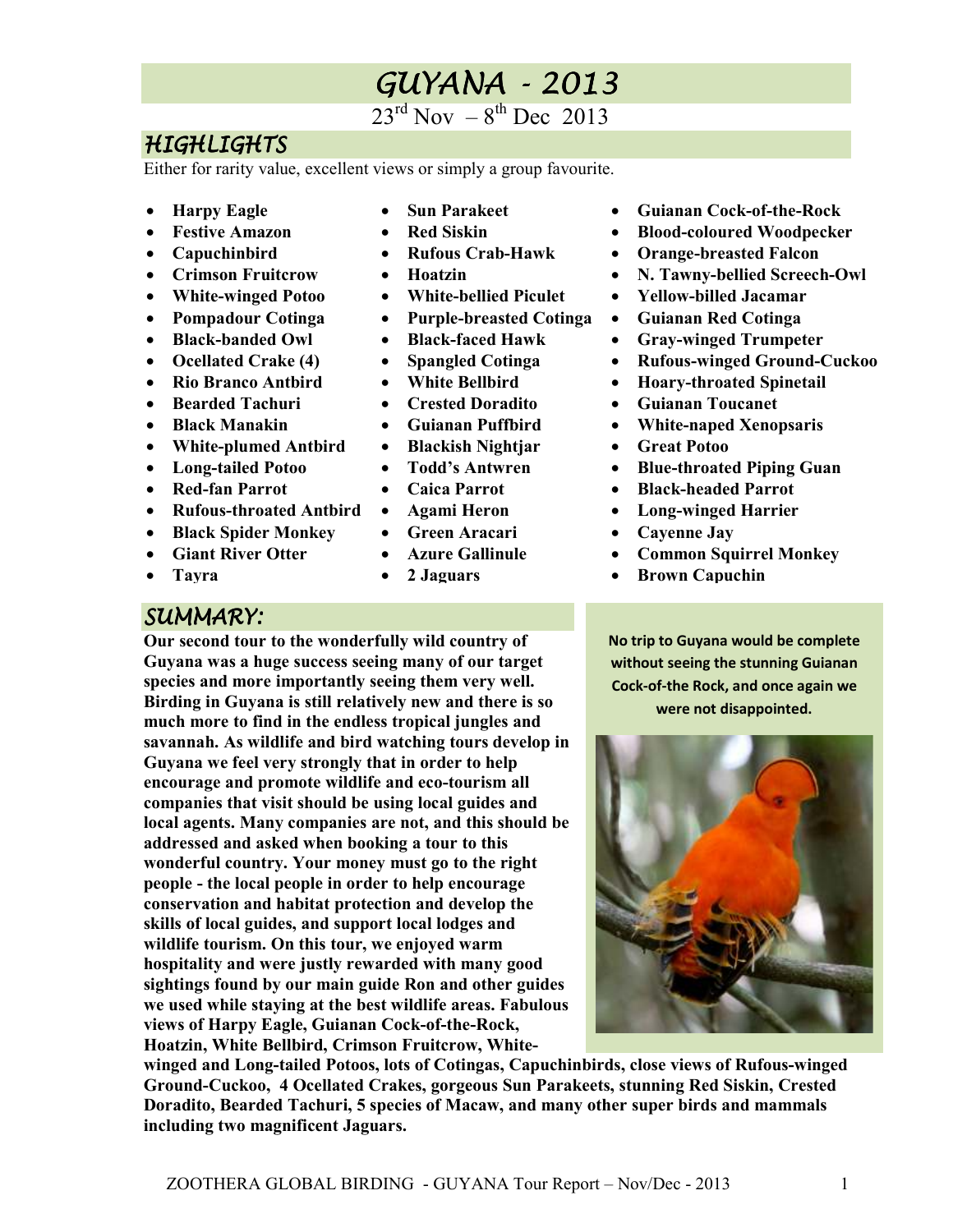# GUYANA - 2013

23rd Nov – 8th Dec 2013

## HIGHLIGHTS

Either for rarity value, excellent views or simply a group favourite.

- **Harpy Eagle**
- **Festive Amazon**
- **Capuchinbird**
- **Crimson Fruitcrow**
- **White-winged Potoo**
- **Pompadour Cotinga**
- **Black-banded Owl**
- **Ocellated Crake (4)**
- **Rio Branco Antbird**
- **Bearded Tachuri**
- **Black Manakin**
- **White-plumed Antbird**
- **Long-tailed Potoo**
- **Red-fan Parrot**
- **Rufous-throated Antbird**
- **Black Spider Monkey**
- **Giant River Otter**
- **Tayra**
- **Sun Parakeet**
- **Red Siskin**
- **Rufous Crab-Hawk**
- **Hoatzin**
- **White-bellied Piculet**
- **Purple-breasted Cotinga**
- **Black-faced Hawk**
- **Spangled Cotinga**
- **White Bellbird**
- **Crested Doradito**
- **Guianan Puffbird**
- **Blackish Nightjar**
- **Todd's Antwren**
- **Caica Parrot**
- **Agami Heron**
- **Green Aracari**
- **Azure Gallinule**
- **2 Jaguars**
- **Guianan Cock-of-the-Rock**
- **Blood-coloured Woodpecker**
- **Orange-breasted Falcon**
- **N. Tawny-bellied Screech-Owl**
- **Yellow-billed Jacamar**
- **Guianan Red Cotinga**
- **Gray-winged Trumpeter**
- **Rufous-winged Ground-Cuckoo**
- **Hoary-throated Spinetail**
- **Guianan Toucanet**
- **White-naped Xenopsaris**
- **Great Potoo**
- **Blue-throated Piping Guan**
- **Black-headed Parrot**
- **Long-winged Harrier**
- **Cayenne Jay**
- **Common Squirrel Monkey**
- **Brown Capuchin**

## SUMMARY:

**Our second tour to the wonderfully wild country of Guyana was a huge success seeing many of our target species and more importantly seeing them very well. Birding in Guyana is still relatively new and there is so much more to find in the endless tropical jungles and savannah. As wildlife and bird watching tours develop in Guyana we feel very strongly that in order to help encourage and promote wildlife and eco-tourism all companies that visit should be using local guides and local agents. Many companies are not, and this should be addressed and asked when booking a tour to this wonderful country. Your money must go to the right people - the local people in order to help encourage conservation and habitat protection and develop the skills of local guides, and support local lodges and wildlife tourism. On this tour, we enjoyed warm hospitality and were justly rewarded with many good sightings found by our main guide Ron and other guides we used while staying at the best wildlife areas. Fabulous views of Harpy Eagle, Guianan Cock-of-the-Rock, Hoatzin, White Bellbird, Crimson Fruitcrow, White-winged and Long-tailed Potoos, lots of Cotingas, Capuchinbirds, close views of Rufous-winged Ground-Cuckoo, 4 Ocellated Crakes, gorgeous Sun Parakeets, stunning Red Siskin, Crested Doradito, Bearded Tachuri, 5 species of Macaw, and many other super birds and mammals including two magnificent Jaguars.**

**No trip to Guyana would be complete without seeing the stunning Guianan Cock-of-the Rock, and once again we were not disappointed.**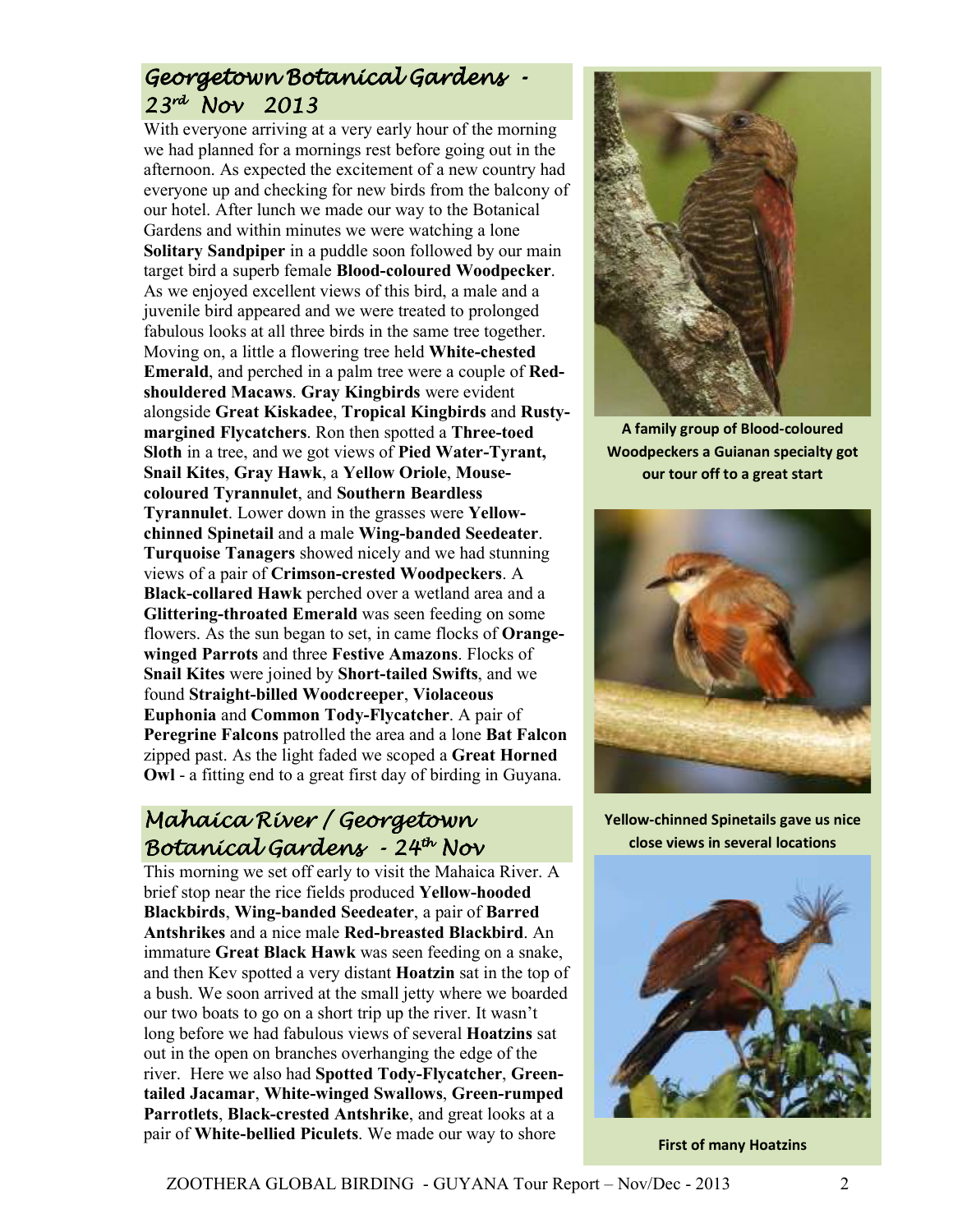## Georgetown Botanical Gardens - 23rd Nov 2013

With everyone arriving at a very early hour of the morning we had planned for a mornings rest before going out in the afternoon. As expected the excitement of a new country had everyone up and checking for new birds from the balcony of our hotel. After lunch we made our way to the Botanical Gardens and within minutes we were watching a lone **Solitary Sandpiper** in a puddle soon followed by our main target bird a superb female **Blood-coloured Woodpecker**. As we enjoyed excellent views of this bird, a male and a juvenile bird appeared and we were treated to prolonged fabulous looks at all three birds in the same tree together. Moving on, a little a flowering tree held **White-chested Emerald**, and perched in a palm tree were a couple of **Red-shouldered Macaws**. **Gray Kingbirds** were evident alongside **Great Kiskadee**, **Tropical Kingbirds** and **Rusty-margined Flycatchers**. Ron then spotted a **Three-toed Sloth** in a tree, and we got views of **Pied Water-Tyrant, Snail Kites**, **Gray Hawk**, a **Yellow Oriole**, **Mouse-coloured Tyrannulet**, and **Southern Beardless Tyrannulet**. Lower down in the grasses were **Yellow-chinned Spinetail** and a male **Wing-banded Seedeater**. **Turquoise Tanagers** showed nicely and we had stunning views of a pair of **Crimson-crested Woodpeckers**. A **Black-collared Hawk** perched over a wetland area and a **Glittering-throated Emerald** was seen feeding on some flowers. As the sun began to set, in came flocks of **Orange-winged Parrots** and three **Festive Amazons**. Flocks of **Snail Kites** were joined by **Short-tailed Swifts**, and we found **Straight-billed Woodcreeper**, **Violaceous Euphonia** and **Common Tody-Flycatcher**. A pair of **Peregrine Falcons** patrolled the area and a lone **Bat Falcon** zipped past. As the light faded we scoped a **Great Horned Owl** - a fitting end to a great first day of birding in Guyana.

A family group of Blood-coloured Woodpeckers a Guianan specialty got our tour off to a great start

Yellow-chinned Spinetails gave us nice close views in several locations

## Mahaica River / Georgetown Botanical Gardens - 24th Nov

This morning we set off early to visit the Mahaica River. A brief stop near the rice fields produced **Yellow-hooded Blackbirds**, **Wing-banded Seedeater**, a pair of **Barred Antshrikes** and a nice male **Red-breasted Blackbird**. An immature **Great Black Hawk** was seen feeding on a snake, and then Kev spotted a very distant **Hoatzin** sat in the top of a bush. We soon arrived at the small jetty where we boarded our two boats to go on a short trip up the river. It wasn't long before we had fabulous views of several **Hoatzins** sat out in the open on branches overhanging the edge of the river. Here we also had **Spotted Tody-Flycatcher**, **Green-tailed Jacamar**, **White-winged Swallows**, **Green-rumped Parrotlets**, **Black-crested Antshrike**, and great looks at a pair of **White-bellied Piculets**. We made our way to shore

First of many Hoatzins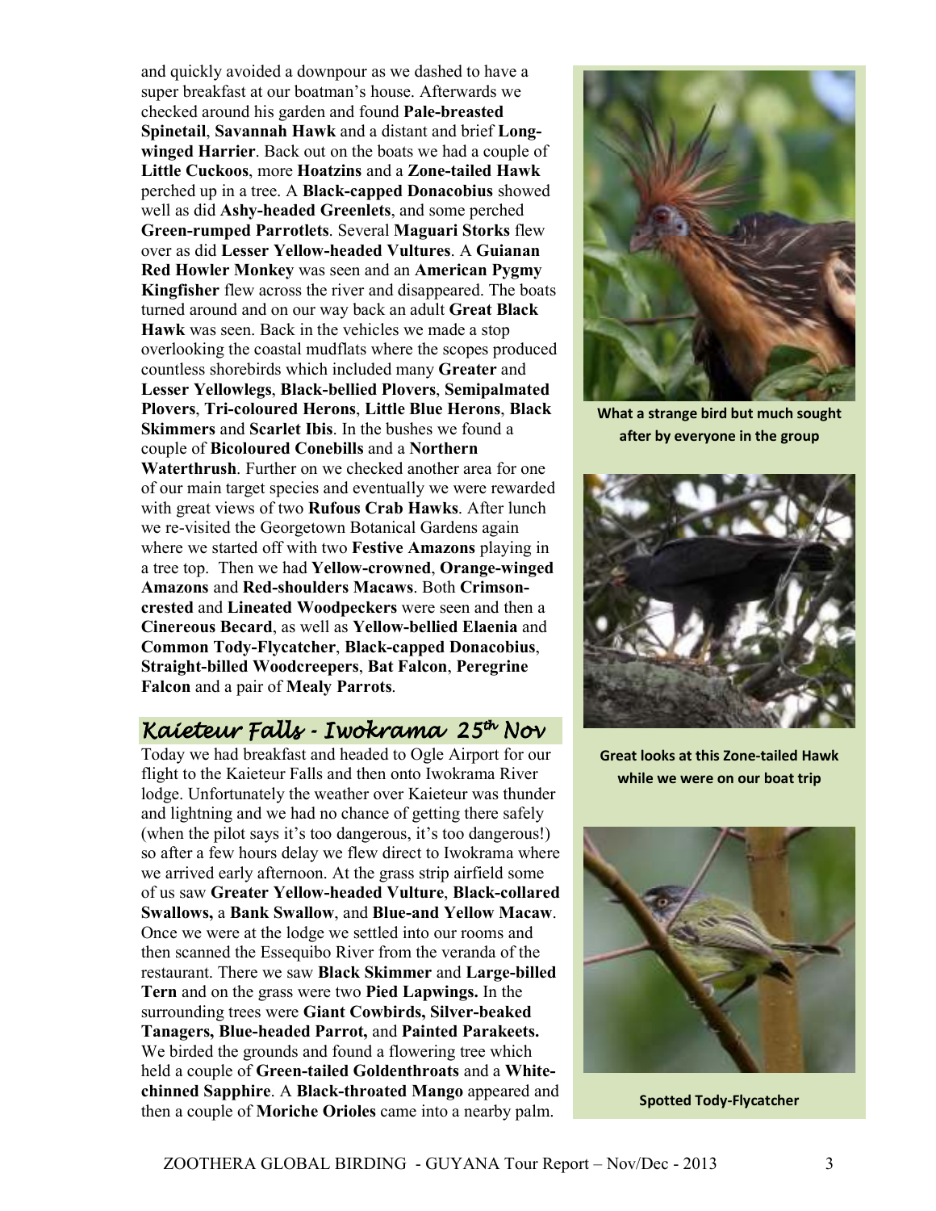and quickly avoided a downpour as we dashed to have a super breakfast at our boatman's house. Afterwards we checked around his garden and found **Pale-breasted Spinetail**, **Savannah Hawk** and a distant and brief **Long-winged Harrier**. Back out on the boats we had a couple of **Little Cuckoos**, more **Hoatzins** and a **Zone-tailed Hawk** perched up in a tree. A **Black-capped Donacobius** showed well as did **Ashy-headed Greenlets**, and some perched **Green-rumped Parrotlets**. Several **Maguari Storks** flew over as did **Lesser Yellow-headed Vultures**. A **Guianan Red Howler Monkey** was seen and an **American Pygmy Kingfisher** flew across the river and disappeared. The boats turned around and on our way back an adult **Great Black Hawk** was seen. Back in the vehicles we made a stop overlooking the coastal mudflats where the scopes produced countless shorebirds which included many **Greater** and **Lesser Yellowlegs**, **Black-bellied Plovers**, **Semipalmated Plovers**, **Tri-coloured Herons**, **Little Blue Herons**, **Black Skimmers** and **Scarlet Ibis**. In the bushes we found a couple of **Bicoloured Conebills** and a **Northern Waterthrush**. Further on we checked another area for one of our main target species and eventually we were rewarded with great views of two **Rufous Crab Hawks**. After lunch we re-visited the Georgetown Botanical Gardens again where we started off with two **Festive Amazons** playing in a tree top. Then we had **Yellow-crowned**, **Orange-winged Amazons** and **Red-shoulders Macaws**. Both **Crimson-crested** and **Lineated Woodpeckers** were seen and then a **Cinereous Becard**, as well as **Yellow-bellied Elaenia** and **Common Tody-Flycatcher**, **Black-capped Donacobius**, **Straight-billed Woodcreepers**, **Bat Falcon**, **Peregrine Falcon** and a pair of **Mealy Parrots**.

## *Kaieteur Falls - Iwokrama 25th Nov*

Today we had breakfast and headed to Ogle Airport for our flight to the Kaieteur Falls and then onto Iwokrama River lodge. Unfortunately the weather over Kaieteur was thunder and lightning and we had no chance of getting there safely (when the pilot says it's too dangerous, it's too dangerous!) so after a few hours delay we flew direct to Iwokrama where we arrived early afternoon. At the grass strip airfield some of us saw **Greater Yellow-headed Vulture**, **Black-collared Swallows,** a **Bank Swallow**, and **Blue-and Yellow Macaw**. Once we were at the lodge we settled into our rooms and then scanned the Essequibo River from the veranda of the restaurant. There we saw **Black Skimmer** and **Large-billed Tern** and on the grass were two **Pied Lapwings.** In the surrounding trees were **Giant Cowbirds, Silver-beaked Tanagers, Blue-headed Parrot,** and **Painted Parakeets.** We birded the grounds and found a flowering tree which held a couple of **Green-tailed Goldenthroats** and a **White-chinned Sapphire**. A **Black-throated Mango** appeared and then a couple of **Moriche Orioles** came into a nearby palm.

**What a strange bird but much sought after by everyone in the group**

**Great looks at this Zone-tailed Hawk while we were on our boat trip**

**Spotted Tody-Flycatcher**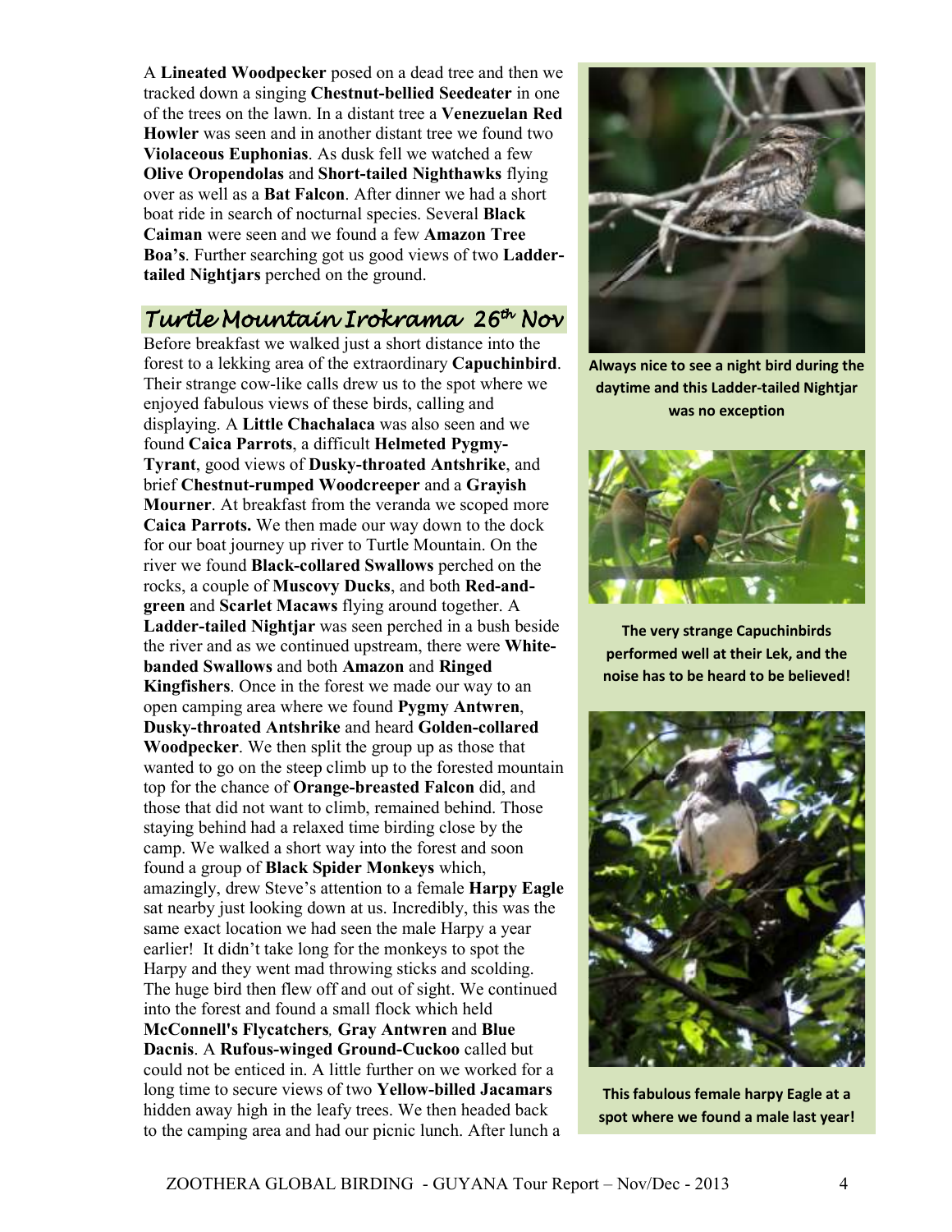A **Lineated Woodpecker** posed on a dead tree and then we tracked down a singing **Chestnut-bellied Seedeater** in one of the trees on the lawn. In a distant tree a **Venezuelan Red Howler** was seen and in another distant tree we found two **Violaceous Euphonias**. As dusk fell we watched a few **Olive Oropendolas** and **Short-tailed Nighthawks** flying over as well as a **Bat Falcon**. After dinner we had a short boat ride in search of nocturnal species. Several **Black Caiman** were seen and we found a few **Amazon Tree Boa's**. Further searching got us good views of two **Ladder-tailed Nightjars** perched on the ground.

## *Turtle Mountain Irokrama 26th Nov*

Before breakfast we walked just a short distance into the forest to a lekking area of the extraordinary **Capuchinbird**. Their strange cow-like calls drew us to the spot where we enjoyed fabulous views of these birds, calling and displaying. A **Little Chachalaca** was also seen and we found **Caica Parrots**, a difficult **Helmeted Pygmy-Tyrant**, good views of **Dusky-throated Antshrike**, and brief **Chestnut-rumped Woodcreeper** and a **Grayish Mourner**. At breakfast from the veranda we scoped more **Caica Parrots.** We then made our way down to the dock for our boat journey up river to Turtle Mountain. On the river we found **Black-collared Swallows** perched on the rocks, a couple of **Muscovy Ducks**, and both **Red-and-green** and **Scarlet Macaws** flying around together. A **Ladder-tailed Nightjar** was seen perched in a bush beside the river and as we continued upstream, there were **White-banded Swallows** and both **Amazon** and **Ringed Kingfishers**. Once in the forest we made our way to an open camping area where we found **Pygmy Antwren**, **Dusky-throated Antshrike** and heard **Golden-collared Woodpecker**. We then split the group up as those that wanted to go on the steep climb up to the forested mountain top for the chance of **Orange-breasted Falcon** did, and those that did not want to climb, remained behind. Those staying behind had a relaxed time birding close by the camp. We walked a short way into the forest and soon found a group of **Black Spider Monkeys** which, amazingly, drew Steve's attention to a female **Harpy Eagle** sat nearby just looking down at us. Incredibly, this was the same exact location we had seen the male Harpy a year earlier! It didn't take long for the monkeys to spot the Harpy and they went mad throwing sticks and scolding. The huge bird then flew off and out of sight. We continued into the forest and found a small flock which held **McConnell's Flycatchers***,* **Gray Antwren** and **Blue Dacnis**. A **Rufous-winged Ground-Cuckoo** called but could not be enticed in. A little further on we worked for a long time to secure views of two **Yellow-billed Jacamars** hidden away high in the leafy trees. We then headed back to the camping area and had our picnic lunch. After lunch a

**Always nice to see a night bird during the daytime and this Ladder-tailed Nightjar was no exception**

**The very strange Capuchinbirds performed well at their Lek, and the noise has to be heard to be believed!**

**This fabulous female harpy Eagle at a spot where we found a male last year!**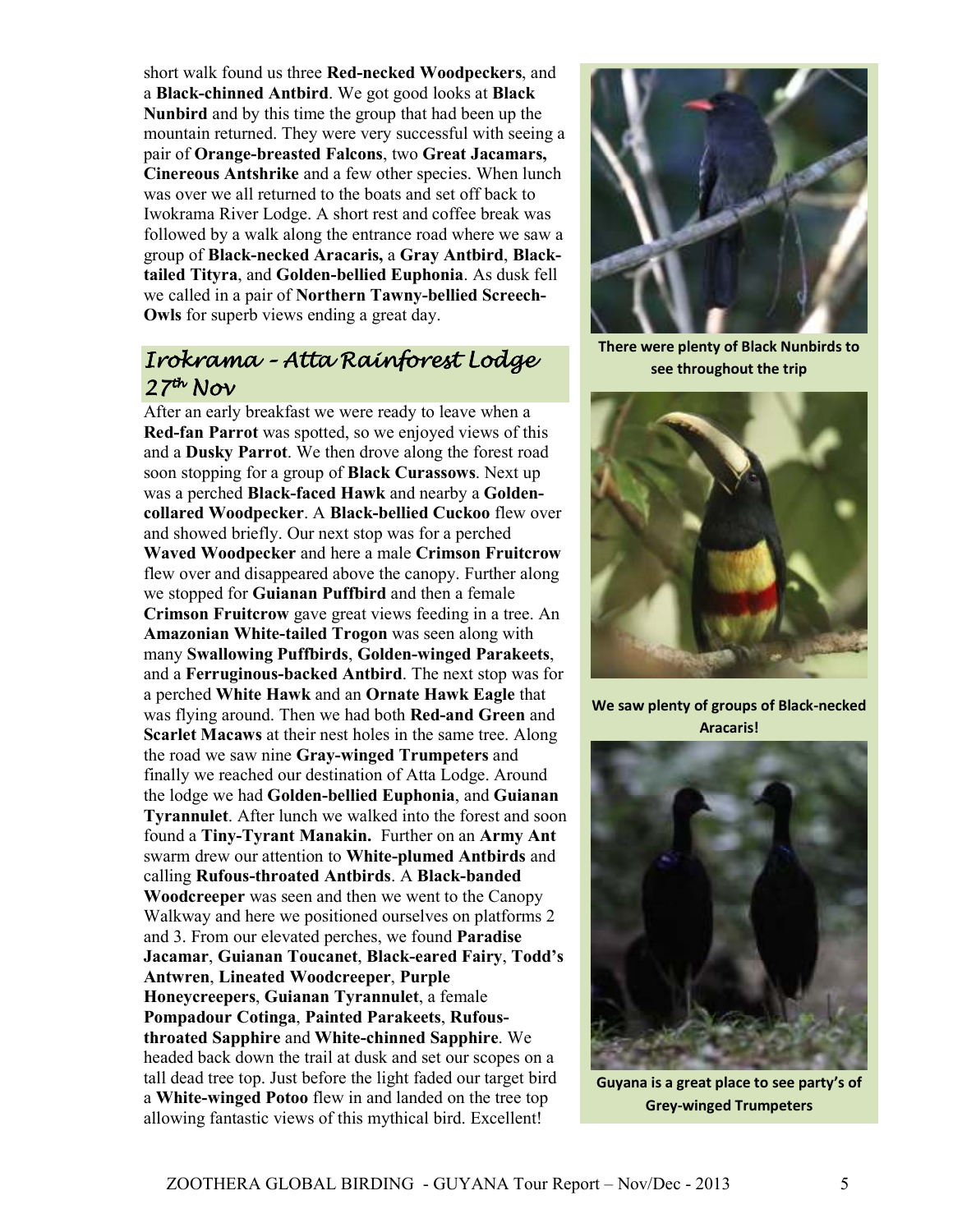short walk found us three **Red-necked Woodpeckers**, and a **Black-chinned Antbird**. We got good looks at **Black Nunbird** and by this time the group that had been up the mountain returned. They were very successful with seeing a pair of **Orange-breasted Falcons**, two **Great Jacamars, Cinereous Antshrike** and a few other species. When lunch was over we all returned to the boats and set off back to Iwokrama River Lodge. A short rest and coffee break was followed by a walk along the entrance road where we saw a group of **Black-necked Aracaris,** a **Gray Antbird**, **Black-tailed Tityra**, and **Golden-bellied Euphonia**. As dusk fell we called in a pair of **Northern Tawny-bellied Screech-Owls** for superb views ending a great day.

## *Irokrama – Atta Rainforest Lodge 27th Nov*

After an early breakfast we were ready to leave when a **Red-fan Parrot** was spotted, so we enjoyed views of this and a **Dusky Parrot**. We then drove along the forest road soon stopping for a group of **Black Curassows**. Next up was a perched **Black-faced Hawk** and nearby a **Golden-collared Woodpecker**. A **Black-bellied Cuckoo** flew over and showed briefly. Our next stop was for a perched **Waved Woodpecker** and here a male **Crimson Fruitcrow** flew over and disappeared above the canopy. Further along we stopped for **Guianan Puffbird** and then a female **Crimson Fruitcrow** gave great views feeding in a tree. An **Amazonian White-tailed Trogon** was seen along with many **Swallowing Puffbirds**, **Golden-winged Parakeets**, and a **Ferruginous-backed Antbird**. The next stop was for a perched **White Hawk** and an **Ornate Hawk Eagle** that was flying around. Then we had both **Red-and Green** and **Scarlet Macaws** at their nest holes in the same tree. Along the road we saw nine **Gray-winged Trumpeters** and finally we reached our destination of Atta Lodge. Around the lodge we had **Golden-bellied Euphonia**, and **Guianan Tyrannulet**. After lunch we walked into the forest and soon found a **Tiny-Tyrant Manakin.** Further on an **Army Ant** swarm drew our attention to **White-plumed Antbirds** and calling **Rufous-throated Antbirds**. A **Black-banded Woodcreeper** was seen and then we went to the Canopy Walkway and here we positioned ourselves on platforms 2 and 3. From our elevated perches, we found **Paradise Jacamar**, **Guianan Toucanet**, **Black-eared Fairy**, **Todd's Antwren**, **Lineated Woodcreeper**, **Purple Honeycreepers**, **Guianan Tyrannulet**, a female **Pompadour Cotinga**, **Painted Parakeets**, **Rufous-throated Sapphire** and **White-chinned Sapphire**. We headed back down the trail at dusk and set our scopes on a tall dead tree top. Just before the light faded our target bird a **White-winged Potoo** flew in and landed on the tree top allowing fantastic views of this mythical bird. Excellent!

**There were plenty of Black Nunbirds to see throughout the trip**

**We saw plenty of groups of Black-necked Aracaris!**

**Guyana is a great place to see party's of Grey-winged Trumpeters**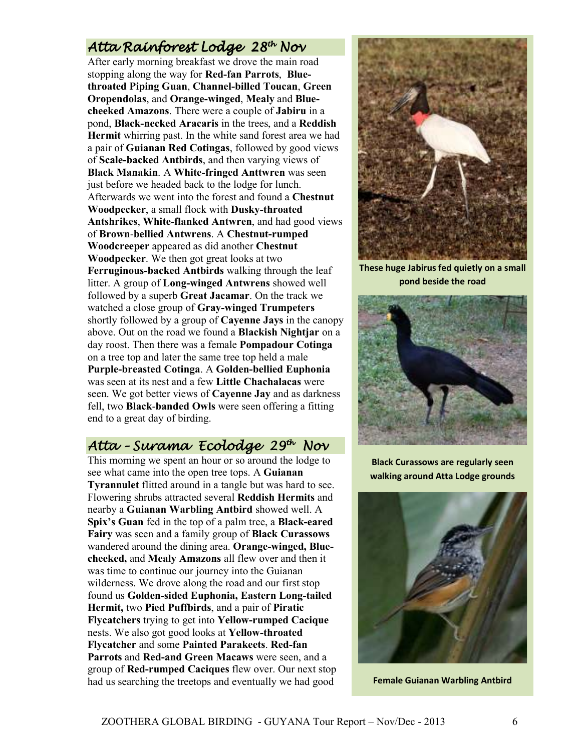## Atta Rainforest Lodge 28th Nov

After early morning breakfast we drove the main road stopping along the way for **Red-fan Parrots**, **Blue-throated Piping Guan**, **Channel-billed Toucan**, **Green Oropendolas**, and **Orange-winged**, **Mealy** and **Blue-cheeked Amazons**. There were a couple of **Jabiru** in a pond, **Black-necked Aracaris** in the trees, and a **Reddish Hermit** whirring past. In the white sand forest area we had a pair of **Guianan Red Cotingas**, followed by good views of **Scale-backed Antbirds**, and then varying views of **Black Manakin**. A **White-fringed Anttwren** was seen just before we headed back to the lodge for lunch. Afterwards we went into the forest and found a **Chestnut Woodpecker**, a small flock with **Dusky-throated Antshrikes**, **White-flanked Antwren**, and had good views of **Brown**-**bellied Antwrens**. A **Chestnut-rumped Woodcreeper** appeared as did another **Chestnut Woodpecker**. We then got great looks at two **Ferruginous-backed Antbirds** walking through the leaf litter. A group of **Long-winged Antwrens** showed well followed by a superb **Great Jacamar**. On the track we watched a close group of **Gray-winged Trumpeters** shortly followed by a group of **Cayenne Jays** in the canopy above. Out on the road we found a **Blackish Nightjar** on a day roost. Then there was a female **Pompadour Cotinga** on a tree top and later the same tree top held a male **Purple-breasted Cotinga**. A **Golden-bellied Euphonia** was seen at its nest and a few **Little Chachalacas** were seen. We got better views of **Cayenne Jay** and as darkness fell, two **Black**-**banded Owls** were seen offering a fitting end to a great day of birding.

## Atta – Surama Ecolodge 29th Nov

This morning we spent an hour or so around the lodge to see what came into the open tree tops. A **Guianan Tyrannulet** flitted around in a tangle but was hard to see. Flowering shrubs attracted several **Reddish Hermits** and nearby a **Guianan Warbling Antbird** showed well. A **Spix's Guan** fed in the top of a palm tree, a **Black-eared Fairy** was seen and a family group of **Black Curassows** wandered around the dining area. **Orange-winged, Blue-cheeked,** and **Mealy Amazons** all flew over and then it was time to continue our journey into the Guianan wilderness. We drove along the road and our first stop found us **Golden-sided Euphonia, Eastern Long-tailed Hermit,** two **Pied Puffbirds**, and a pair of **Piratic Flycatchers** trying to get into **Yellow-rumped Cacique** nests. We also got good looks at **Yellow-throated Flycatcher** and some **Painted Parakeets**. **Red-fan Parrots** and **Red-and Green Macaws** were seen, and a group of **Red-rumped Caciques** flew over. Our next stop had us searching the treetops and eventually we had good

**These huge Jabirus fed quietly on a small pond beside the road**

**Black Curassows are regularly seen walking around Atta Lodge grounds**

**Female Guianan Warbling Antbird**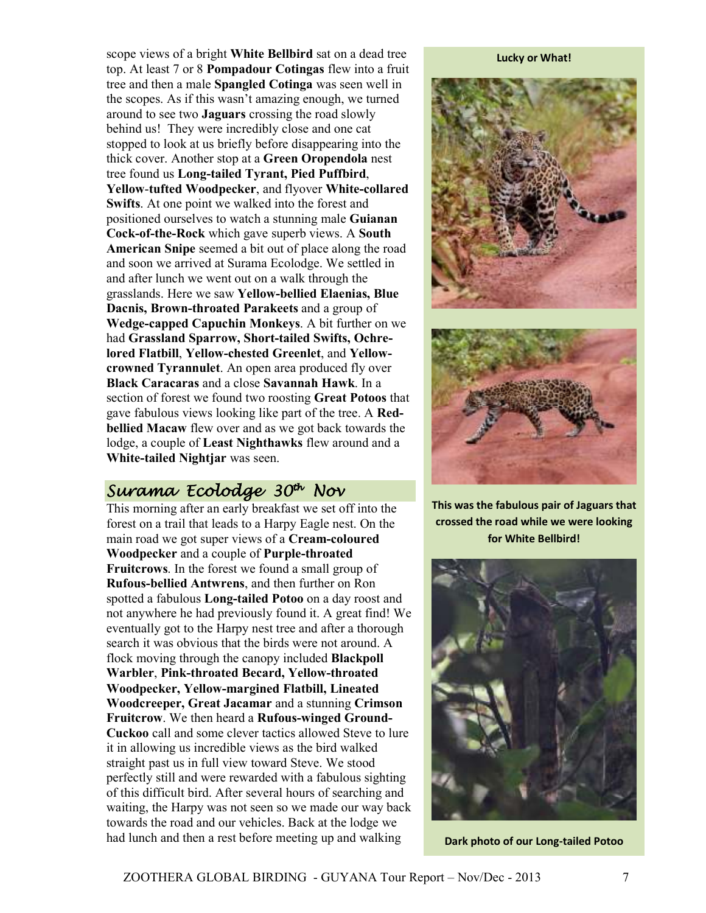scope views of a bright **White Bellbird** sat on a dead tree top. At least 7 or 8 **Pompadour Cotingas** flew into a fruit tree and then a male **Spangled Cotinga** was seen well in the scopes. As if this wasn't amazing enough, we turned around to see two **Jaguars** crossing the road slowly behind us! They were incredibly close and one cat stopped to look at us briefly before disappearing into the thick cover. Another stop at a **Green Oropendola** nest tree found us **Long-tailed Tyrant, Pied Puffbird**, **Yellow-tufted Woodpecker**, and flyover **White-collared Swifts**. At one point we walked into the forest and positioned ourselves to watch a stunning male **Guianan Cock-of-the-Rock** which gave superb views. A **South American Snipe** seemed a bit out of place along the road and soon we arrived at Surama Ecolodge. We settled in and after lunch we went out on a walk through the grasslands. Here we saw **Yellow-bellied Elaenias, Blue Dacnis, Brown-throated Parakeets** and a group of **Wedge-capped Capuchin Monkeys**. A bit further on we had **Grassland Sparrow, Short-tailed Swifts, Ochre-lored Flatbill**, **Yellow-chested Greenlet**, and **Yellow-crowned Tyrannulet**. An open area produced fly over **Black Caracaras** and a close **Savannah Hawk**. In a section of forest we found two roosting **Great Potoos** that gave fabulous views looking like part of the tree. A **Red-bellied Macaw** flew over and as we got back towards the lodge, a couple of **Least Nighthawks** flew around and a **White-tailed Nightjar** was seen.

## Surama Ecolodge 30th Nov

This morning after an early breakfast we set off into the forest on a trail that leads to a Harpy Eagle nest. On the main road we got super views of a **Cream-coloured Woodpecker** and a couple of **Purple-throated Fruitcrows**. In the forest we found a small group of **Rufous-bellied Antwrens**, and then further on Ron spotted a fabulous **Long-tailed Potoo** on a day roost and not anywhere he had previously found it. A great find! We eventually got to the Harpy nest tree and after a thorough search it was obvious that the birds were not around. A flock moving through the canopy included **Blackpoll Warbler**, **Pink-throated Becard, Yellow-throated Woodpecker, Yellow-margined Flatbill, Lineated Woodcreeper, Great Jacamar** and a stunning **Crimson Fruitcrow**. We then heard a **Rufous-winged Ground-Cuckoo** call and some clever tactics allowed Steve to lure it in allowing us incredible views as the bird walked straight past us in full view toward Steve. We stood perfectly still and were rewarded with a fabulous sighting of this difficult bird. After several hours of searching and waiting, the Harpy was not seen so we made our way back towards the road and our vehicles. Back at the lodge we had lunch and then a rest before meeting up and walking

**Lucky or What!**

**This was the fabulous pair of Jaguars that crossed the road while we were looking for White Bellbird!**

**Dark photo of our Long-tailed Potoo**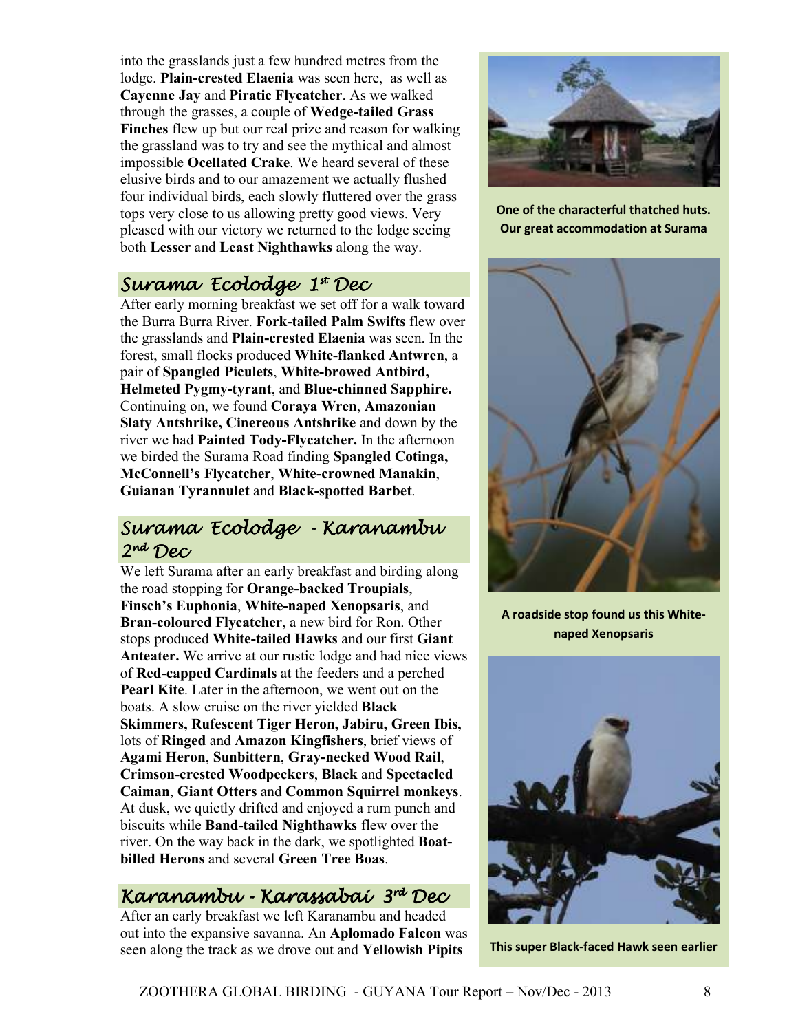into the grasslands just a few hundred metres from the lodge. **Plain-crested Elaenia** was seen here, as well as **Cayenne Jay** and **Piratic Flycatcher**. As we walked through the grasses, a couple of **Wedge-tailed Grass Finches** flew up but our real prize and reason for walking the grassland was to try and see the mythical and almost impossible **Ocellated Crake**. We heard several of these elusive birds and to our amazement we actually flushed four individual birds, each slowly fluttered over the grass tops very close to us allowing pretty good views. Very pleased with our victory we returned to the lodge seeing both **Lesser** and **Least Nighthawks** along the way.

## *Surama Ecolodge 1st Dec*

After early morning breakfast we set off for a walk toward the Burra Burra River. **Fork-tailed Palm Swifts** flew over the grasslands and **Plain-crested Elaenia** was seen. In the forest, small flocks produced **White-flanked Antwren**, a pair of **Spangled Piculets**, **White-browed Antbird, Helmeted Pygmy-tyrant**, and **Blue-chinned Sapphire.** Continuing on, we found **Coraya Wren**, **Amazonian Slaty Antshrike, Cinereous Antshrike** and down by the river we had **Painted Tody-Flycatcher.** In the afternoon we birded the Surama Road finding **Spangled Cotinga, McConnell's Flycatcher**, **White-crowned Manakin**, **Guianan Tyrannulet** and **Black-spotted Barbet**.

## *Surama Ecolodge - Karanambu 2nd Dec*

We left Surama after an early breakfast and birding along the road stopping for **Orange-backed Troupials**, **Finsch's Euphonia**, **White-naped Xenopsaris**, and **Bran-coloured Flycatcher**, a new bird for Ron. Other stops produced **White-tailed Hawks** and our first **Giant Anteater.** We arrive at our rustic lodge and had nice views of **Red-capped Cardinals** at the feeders and a perched **Pearl Kite**. Later in the afternoon, we went out on the boats. A slow cruise on the river yielded **Black Skimmers, Rufescent Tiger Heron, Jabiru, Green Ibis,** lots of **Ringed** and **Amazon Kingfishers**, brief views of **Agami Heron**, **Sunbittern**, **Gray-necked Wood Rail**, **Crimson-crested Woodpeckers**, **Black** and **Spectacled Caiman**, **Giant Otters** and **Common Squirrel monkeys**. At dusk, we quietly drifted and enjoyed a rum punch and biscuits while **Band-tailed Nighthawks** flew over the river. On the way back in the dark, we spotlighted **Boat-billed Herons** and several **Green Tree Boas**.

## *Karanambu - Karassabai 3rd Dec*

After an early breakfast we left Karanambu and headed out into the expansive savanna. An **Aplomado Falcon** was seen along the track as we drove out and **Yellowish Pipits**

**One of the characterful thatched huts. Our great accommodation at Surama**

**A roadside stop found us this White-naped Xenopsaris**

**This super Black-faced Hawk seen earlier**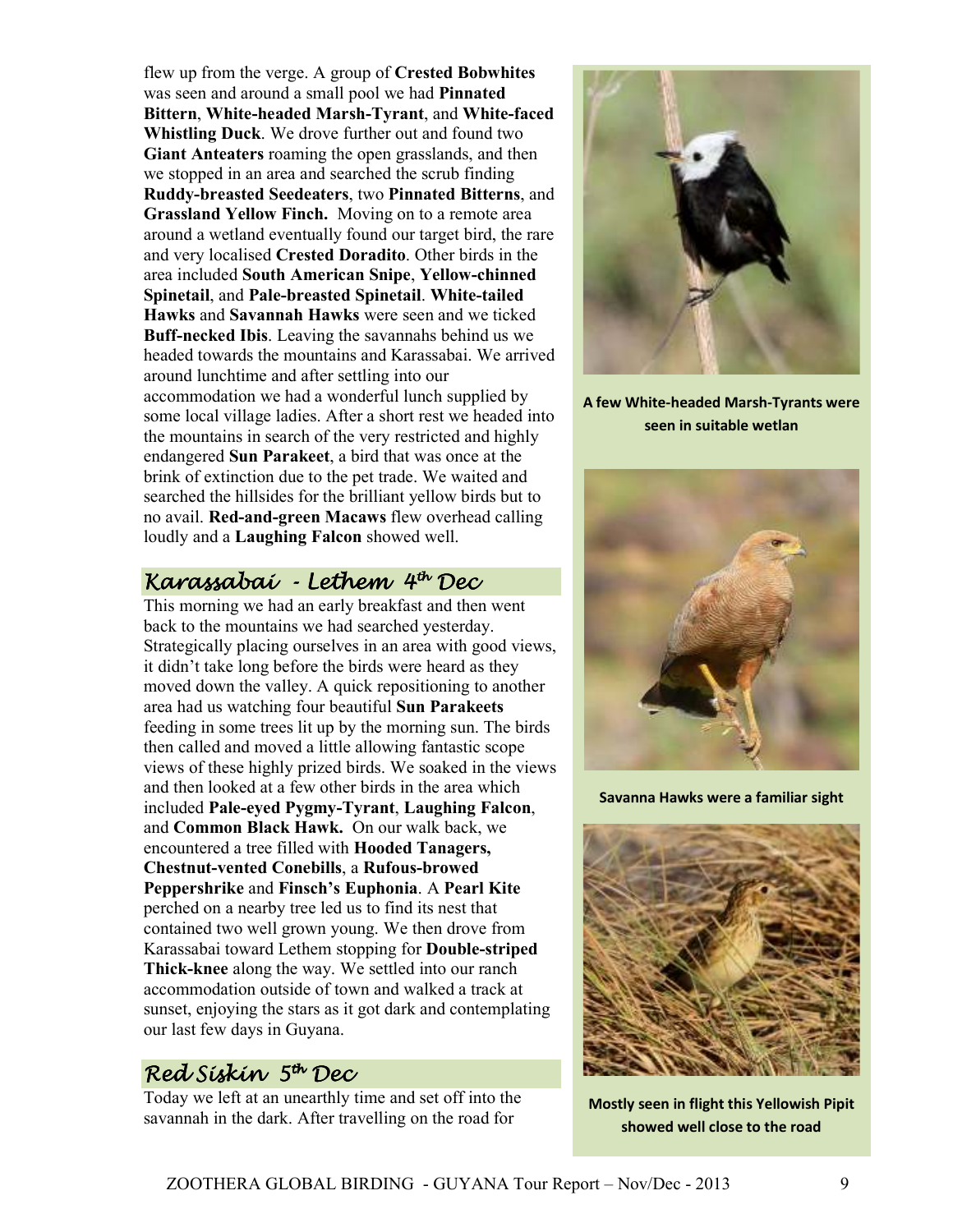flew up from the verge. A group of **Crested Bobwhites** was seen and around a small pool we had **Pinnated Bittern**, **White-headed Marsh-Tyrant**, and **White-faced Whistling Duck**. We drove further out and found two **Giant Anteaters** roaming the open grasslands, and then we stopped in an area and searched the scrub finding **Ruddy-breasted Seedeaters**, two **Pinnated Bitterns**, and **Grassland Yellow Finch.** Moving on to a remote area around a wetland eventually found our target bird, the rare and very localised **Crested Doradito**. Other birds in the area included **South American Snipe**, **Yellow-chinned Spinetail**, and **Pale-breasted Spinetail**. **White-tailed Hawks** and **Savannah Hawks** were seen and we ticked **Buff-necked Ibis**. Leaving the savannahs behind us we headed towards the mountains and Karassabai. We arrived around lunchtime and after settling into our accommodation we had a wonderful lunch supplied by some local village ladies. After a short rest we headed into the mountains in search of the very restricted and highly endangered **Sun Parakeet**, a bird that was once at the brink of extinction due to the pet trade. We waited and searched the hillsides for the brilliant yellow birds but to no avail. **Red-and-green Macaws** flew overhead calling loudly and a **Laughing Falcon** showed well.

**A few White-headed Marsh-Tyrants were seen in suitable wetlan**

**Savanna Hawks were a familiar sight**

**Mostly seen in flight this Yellowish Pipit showed well close to the road**

## *Karassabai - Lethem 4th Dec*

This morning we had an early breakfast and then went back to the mountains we had searched yesterday. Strategically placing ourselves in an area with good views, it didn't take long before the birds were heard as they moved down the valley. A quick repositioning to another area had us watching four beautiful **Sun Parakeets** feeding in some trees lit up by the morning sun. The birds then called and moved a little allowing fantastic scope views of these highly prized birds. We soaked in the views and then looked at a few other birds in the area which included **Pale-eyed Pygmy-Tyrant**, **Laughing Falcon**, and **Common Black Hawk.** On our walk back, we encountered a tree filled with **Hooded Tanagers, Chestnut-vented Conebills**, a **Rufous-browed Peppershrike** and **Finsch's Euphonia**. A **Pearl Kite** perched on a nearby tree led us to find its nest that contained two well grown young. We then drove from Karassabai toward Lethem stopping for **Double-striped Thick-knee** along the way. We settled into our ranch accommodation outside of town and walked a track at sunset, enjoying the stars as it got dark and contemplating our last few days in Guyana.

## *Red Siskin 5th Dec*

Today we left at an unearthly time and set off into the savannah in the dark. After travelling on the road for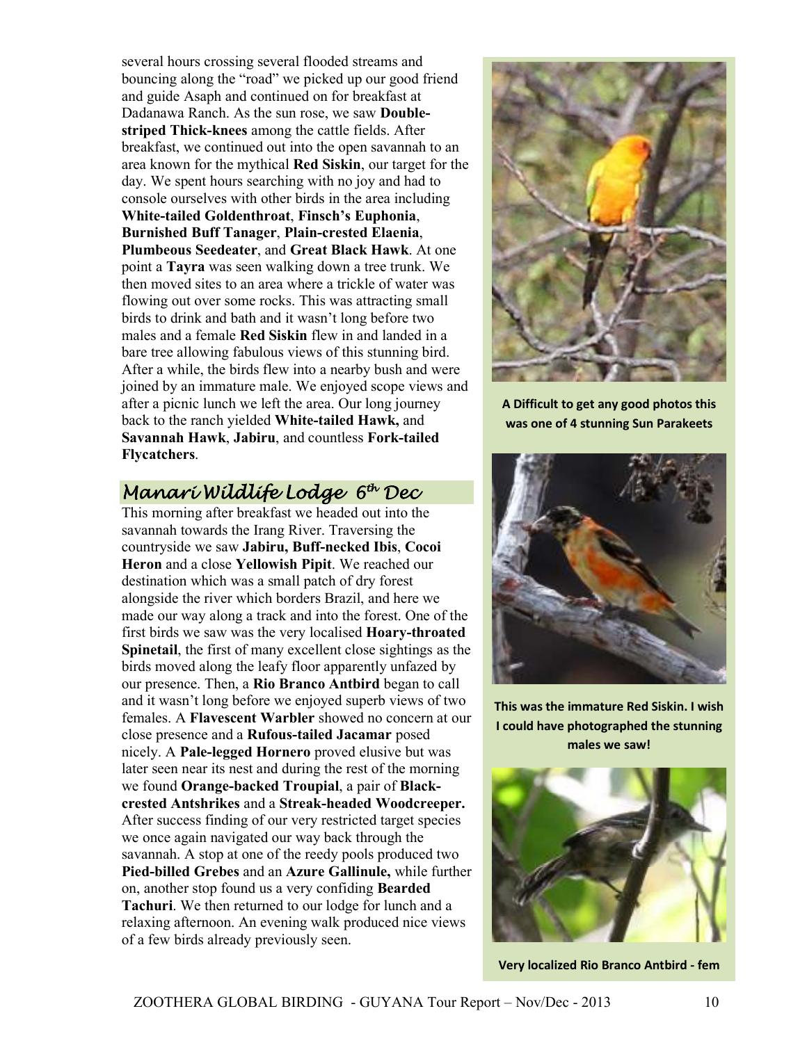several hours crossing several flooded streams and bouncing along the "road" we picked up our good friend and guide Asaph and continued on for breakfast at Dadanawa Ranch. As the sun rose, we saw **Double-striped Thick-knees** among the cattle fields. After breakfast, we continued out into the open savannah to an area known for the mythical **Red Siskin**, our target for the day. We spent hours searching with no joy and had to console ourselves with other birds in the area including **White-tailed Goldenthroat**, **Finsch's Euphonia**, **Burnished Buff Tanager**, **Plain-crested Elaenia**, **Plumbeous Seedeater**, and **Great Black Hawk**. At one point a **Tayra** was seen walking down a tree trunk. We then moved sites to an area where a trickle of water was flowing out over some rocks. This was attracting small birds to drink and bath and it wasn't long before two males and a female **Red Siskin** flew in and landed in a bare tree allowing fabulous views of this stunning bird. After a while, the birds flew into a nearby bush and were joined by an immature male. We enjoyed scope views and after a picnic lunch we left the area. Our long journey back to the ranch yielded **White-tailed Hawk,** and **Savannah Hawk**, **Jabiru**, and countless **Fork-tailed Flycatchers**.

## *Manari Wildlife Lodge 6th Dec*

This morning after breakfast we headed out into the savannah towards the Irang River. Traversing the countryside we saw **Jabiru, Buff-necked Ibis**, **Cocoi Heron** and a close **Yellowish Pipit**. We reached our destination which was a small patch of dry forest alongside the river which borders Brazil, and here we made our way along a track and into the forest. One of the first birds we saw was the very localised **Hoary-throated Spinetail**, the first of many excellent close sightings as the birds moved along the leafy floor apparently unfazed by our presence. Then, a **Rio Branco Antbird** began to call and it wasn't long before we enjoyed superb views of two females. A **Flavescent Warbler** showed no concern at our close presence and a **Rufous-tailed Jacamar** posed nicely. A **Pale-legged Hornero** proved elusive but was later seen near its nest and during the rest of the morning we found **Orange-backed Troupial**, a pair of **Black-crested Antshrikes** and a **Streak-headed Woodcreeper.** After success finding of our very restricted target species we once again navigated our way back through the savannah. A stop at one of the reedy pools produced two **Pied-billed Grebes** and an **Azure Gallinule,** while further on, another stop found us a very confiding **Bearded Tachuri**. We then returned to our lodge for lunch and a relaxing afternoon. An evening walk produced nice views of a few birds already previously seen.

**A Difficult to get any good photos this was one of 4 stunning Sun Parakeets**

**This was the immature Red Siskin. I wish I could have photographed the stunning males we saw!**

**Very localized Rio Branco Antbird - fem**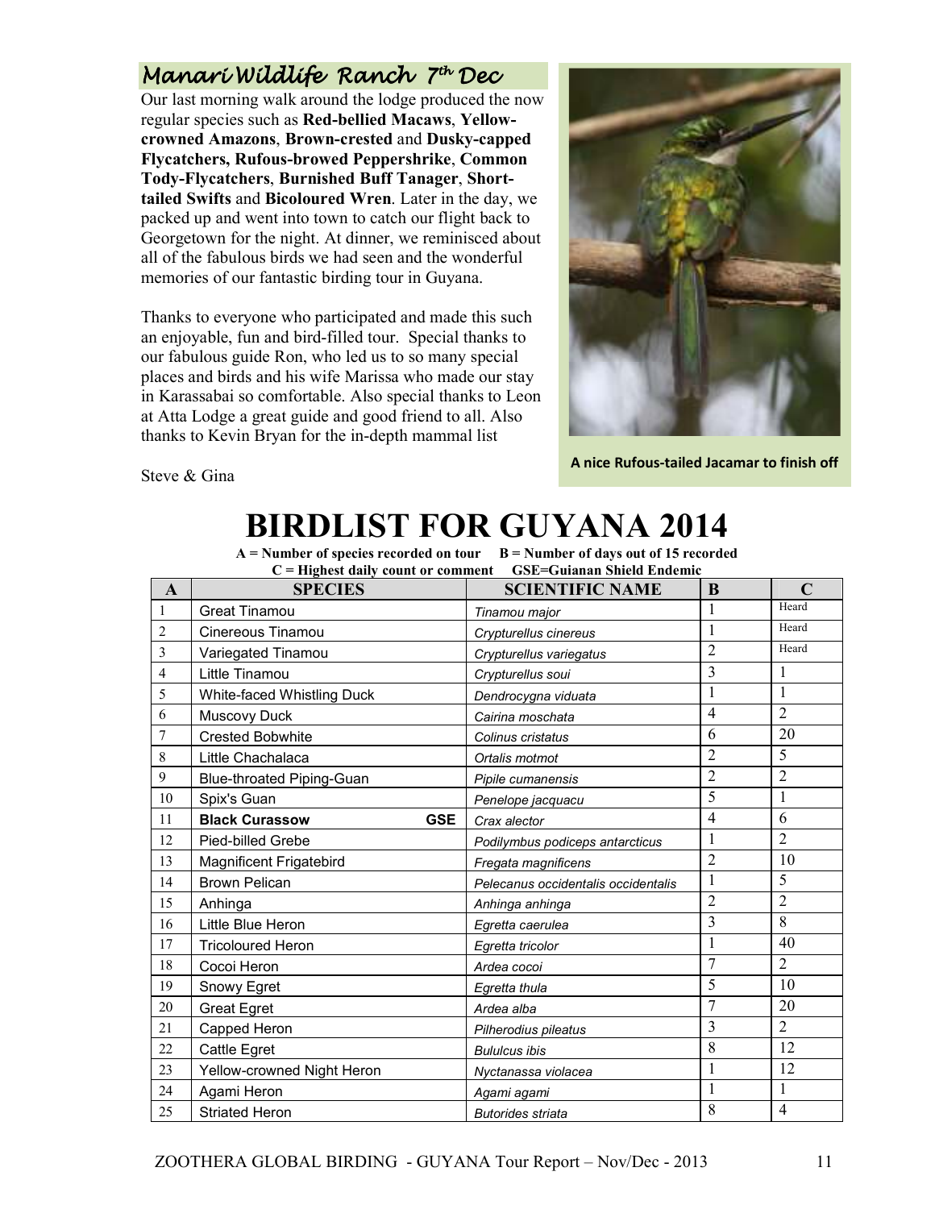## Manari Wildlife Ranch 7th Dec

Our last morning walk around the lodge produced the now regular species such as **Red-bellied Macaws**, **Yellow-crowned Amazons**, **Brown-crested** and **Dusky-capped Flycatchers, Rufous-browed Peppershrike**, **Common Tody-Flycatchers**, **Burnished Buff Tanager**, **Short-tailed Swifts** and **Bicoloured Wren**. Later in the day, we packed up and went into town to catch our flight back to Georgetown for the night. At dinner, we reminisced about all of the fabulous birds we had seen and the wonderful memories of our fantastic birding tour in Guyana.

Thanks to everyone who participated and made this such an enjoyable, fun and bird-filled tour. Special thanks to our fabulous guide Ron, who led us to so many special places and birds and his wife Marissa who made our stay in Karassabai so comfortable. Also special thanks to Leon at Atta Lodge a great guide and good friend to all. Also thanks to Kevin Bryan for the in-depth mammal list

Steve & Gina

**A nice Rufous-tailed Jacamar to finish off**

# BIRDLIST FOR GUYANA 2014

**A = Number of species recorded on tour B = Number of days out of 15 recorded**
**C = Highest daily count or comment GSE=Guianan Shield Endemic**

| A | SPECIES | SCIENTIFIC NAME | B | C |
|---|---|---|---|---|
| 1 | Great Tinamou | *Tinamou major* | 1 | Heard |
| 2 | Cinereous Tinamou | *Crypturellus cinereus* | 1 | Heard |
| 3 | Variegated Tinamou | *Crypturellus variegatus* | 2 | Heard |
| 4 | Little Tinamou | *Crypturellus soui* | 3 | 1 |
| 5 | White-faced Whistling Duck | *Dendrocygna viduata* | 1 | 1 |
| 6 | Muscovy Duck | *Cairina moschata* | 4 | 2 |
| 7 | Crested Bobwhite | *Colinus cristatus* | 6 | 20 |
| 8 | Little Chachalaca | *Ortalis motmot* | 2 | 5 |
| 9 | Blue-throated Piping-Guan | *Pipile cumanensis* | 2 | 2 |
| 10 | Spix's Guan | *Penelope jacquacu* | 5 | 1 |
| 11 | **Black Curassow GSE** | *Crax alector* | 4 | 6 |
| 12 | Pied-billed Grebe | *Podilymbus podiceps antarcticus* | 1 | 2 |
| 13 | Magnificent Frigatebird | *Fregata magnificens* | 2 | 10 |
| 14 | Brown Pelican | *Pelecanus occidentalis occidentalis* | 1 | 5 |
| 15 | Anhinga | *Anhinga anhinga* | 2 | 2 |
| 16 | Little Blue Heron | *Egretta caerulea* | 3 | 8 |
| 17 | Tricoloured Heron | *Egretta tricolor* | 1 | 40 |
| 18 | Cocoi Heron | *Ardea cocoi* | 7 | 2 |
| 19 | Snowy Egret | *Egretta thula* | 5 | 10 |
| 20 | Great Egret | *Ardea alba* | 7 | 20 |
| 21 | Capped Heron | *Pilherodius pileatus* | 3 | 2 |
| 22 | Cattle Egret | *Bubulcus ibis* | 8 | 12 |
| 23 | Yellow-crowned Night Heron | *Nyctanassa violacea* | 1 | 12 |
| 24 | Agami Heron | *Agami agami* | 1 | 1 |
| 25 | Striated Heron | *Butorides striata* | 8 | 4 |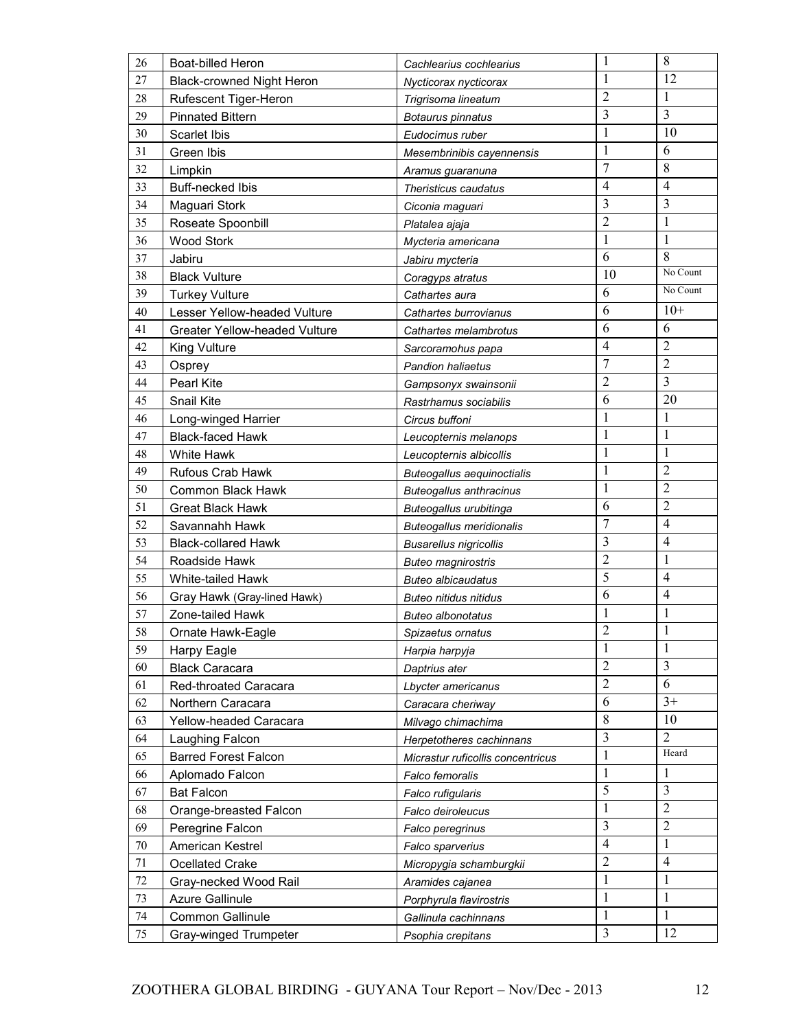| 26 | Boat-billed Heron | *Cachlearius cochlearius* | 1 | 8 |
|---|---|---|---|---|
| 27 | Black-crowned Night Heron | *Nycticorax nycticorax* | 1 | 12 |
| 28 | Rufescent Tiger-Heron | *Trigrisoma lineatum* | 2 | 1 |
| 29 | Pinnated Bittern | *Botaurus pinnatus* | 3 | 3 |
| 30 | Scarlet Ibis | *Eudocimus ruber* | 1 | 10 |
| 31 | Green Ibis | *Mesembrinibis cayennensis* | 1 | 6 |
| 32 | Limpkin | *Aramus guaranuna* | 7 | 8 |
| 33 | Buff-necked Ibis | *Theristicus caudatus* | 4 | 4 |
| 34 | Maguari Stork | *Ciconia maguari* | 3 | 3 |
| 35 | Roseate Spoonbill | *Platalea ajaja* | 2 | 1 |
| 36 | Wood Stork | *Mycteria americana* | 1 | 1 |
| 37 | Jabiru | *Jabiru mycteria* | 6 | 8 |
| 38 | Black Vulture | *Coragyps atratus* | 10 | No Count |
| 39 | Turkey Vulture | *Cathartes aura* | 6 | No Count |
| 40 | Lesser Yellow-headed Vulture | *Cathartes burrovianus* | 6 | 10+ |
| 41 | Greater Yellow-headed Vulture | *Cathartes melambrotus* | 6 | 6 |
| 42 | King Vulture | *Sarcoramohus papa* | 4 | 2 |
| 43 | Osprey | *Pandion haliaetus* | 7 | 2 |
| 44 | Pearl Kite | *Gampsonyx swainsonii* | 2 | 3 |
| 45 | Snail Kite | *Rastrhamus sociabilis* | 6 | 20 |
| 46 | Long-winged Harrier | *Circus buffoni* | 1 | 1 |
| 47 | Black-faced Hawk | *Leucopternis melanops* | 1 | 1 |
| 48 | White Hawk | *Leucopternis albicollis* | 1 | 1 |
| 49 | Rufous Crab Hawk | *Buteogallus aequinoctialis* | 1 | 2 |
| 50 | Common Black Hawk | *Buteogallus anthracinus* | 1 | 2 |
| 51 | Great Black Hawk | *Buteogallus urubitinga* | 6 | 2 |
| 52 | Savannahh Hawk | *Buteogallus meridionalis* | 7 | 4 |
| 53 | Black-collared Hawk | *Busarellus nigricollis* | 3 | 4 |
| 54 | Roadside Hawk | *Buteo magnirostris* | 2 | 1 |
| 55 | White-tailed Hawk | *Buteo albicaudatus* | 5 | 4 |
| 56 | Gray Hawk (Gray-lined Hawk) | *Buteo nitidus nitidus* | 6 | 4 |
| 57 | Zone-tailed Hawk | *Buteo albonotatus* | 1 | 1 |
| 58 | Ornate Hawk-Eagle | *Spizaetus ornatus* | 2 | 1 |
| 59 | Harpy Eagle | *Harpia harpyja* | 1 | 1 |
| 60 | Black Caracara | *Daptrius ater* | 2 | 3 |
| 61 | Red-throated Caracara | *Lbycter americanus* | 2 | 6 |
| 62 | Northern Caracara | *Caracara cheriway* | 6 | 3+ |
| 63 | Yellow-headed Caracara | *Milvago chimachima* | 8 | 10 |
| 64 | Laughing Falcon | *Herpetotheres cachinnans* | 3 | 2 |
| 65 | Barred Forest Falcon | *Micrastur ruficollis concentricus* | 1 | Heard |
| 66 | Aplomado Falcon | *Falco femoralis* | 1 | 1 |
| 67 | Bat Falcon | *Falco rufigularis* | 5 | 3 |
| 68 | Orange-breasted Falcon | *Falco deiroleucus* | 1 | 2 |
| 69 | Peregrine Falcon | *Falco peregrinus* | 3 | 2 |
| 70 | American Kestrel | *Falco sparverius* | 4 | 1 |
| 71 | Ocellated Crake | *Micropygia schamburgkii* | 2 | 4 |
| 72 | Gray-necked Wood Rail | *Aramides cajanea* | 1 | 1 |
| 73 | Azure Gallinule | *Porphyrula flavirostris* | 1 | 1 |
| 74 | Common Gallinule | *Gallinula cachinnans* | 1 | 1 |
| 75 | Gray-winged Trumpeter | *Psophia crepitans* | 3 | 12 |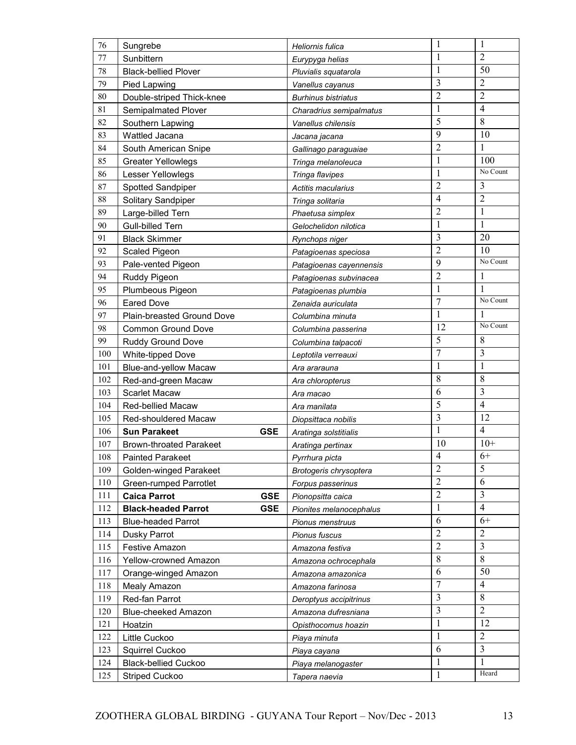| 76 | Sungrebe | *Heliornis fulica* | 1 | 1 |
|---|---|---|---|---|
| 77 | Sunbittern | *Eurypyga helias* | 1 | 2 |
| 78 | Black-bellied Plover | *Pluvialis squatarola* | 1 | 50 |
| 79 | Pied Lapwing | *Vanellus cayanus* | 3 | 2 |
| 80 | Double-striped Thick-knee | *Burhinus bistriatus* | 2 | 2 |
| 81 | Semipalmated Plover | *Charadrius semipalmatus* | 1 | 4 |
| 82 | Southern Lapwing | *Vanellus chilensis* | 5 | 8 |
| 83 | Wattled Jacana | *Jacana jacana* | 9 | 10 |
| 84 | South American Snipe | *Gallinago paraguaiae* | 2 | 1 |
| 85 | Greater Yellowlegs | *Tringa melanoleuca* | 1 | 100 |
| 86 | Lesser Yellowlegs | *Tringa flavipes* | 1 | No Count |
| 87 | Spotted Sandpiper | *Actitis macularius* | 2 | 3 |
| 88 | Solitary Sandpiper | *Tringa solitaria* | 4 | 2 |
| 89 | Large-billed Tern | *Phaetusa simplex* | 2 | 1 |
| 90 | Gull-billed Tern | *Gelochelidon nilotica* | 1 | 1 |
| 91 | Black Skimmer | *Rynchops niger* | 3 | 20 |
| 92 | Scaled Pigeon | *Patagioenas speciosa* | 2 | 10 |
| 93 | Pale-vented Pigeon | *Patagioenas cayennensis* | 9 | No Count |
| 94 | Ruddy Pigeon | *Patagioenas subvinacea* | 2 | 1 |
| 95 | Plumbeous Pigeon | *Patagioenas plumbia* | 1 | 1 |
| 96 | Eared Dove | *Zenaida auriculata* | 7 | No Count |
| 97 | Plain-breasted Ground Dove | *Columbina minuta* | 1 | 1 |
| 98 | Common Ground Dove | *Columbina passerina* | 12 | No Count |
| 99 | Ruddy Ground Dove | *Columbina talpacoti* | 5 | 8 |
| 100 | White-tipped Dove | *Leptotila verreauxi* | 7 | 3 |
| 101 | Blue-and-yellow Macaw | *Ara ararauna* | 1 | 1 |
| 102 | Red-and-green Macaw | *Ara chloropterus* | 8 | 8 |
| 103 | Scarlet Macaw | *Ara macao* | 6 | 3 |
| 104 | Red-bellied Macaw | *Ara manilata* | 5 | 4 |
| 105 | Red-shouldered Macaw | *Diopsittaca nobilis* | 3 | 12 |
| 106 | **Sun Parakeet GSE** | *Aratinga solstitialis* | 1 | 4 |
| 107 | Brown-throated Parakeet | *Aratinga pertinax* | 10 | 10+ |
| 108 | Painted Parakeet | *Pyrrhura picta* | 4 | 6+ |
| 109 | Golden-winged Parakeet | *Brotogeris chrysoptera* | 2 | 5 |
| 110 | Green-rumped Parrotlet | *Forpus passerinus* | 2 | 6 |
| 111 | **Caica Parrot GSE** | *Pionopsitta caica* | 2 | 3 |
| 112 | **Black-headed Parrot GSE** | *Pionites melanocephalus* | 1 | 4 |
| 113 | Blue-headed Parrot | *Pionus menstruus* | 6 | 6+ |
| 114 | Dusky Parrot | *Pionus fuscus* | 2 | 2 |
| 115 | Festive Amazon | *Amazona festiva* | 2 | 3 |
| 116 | Yellow-crowned Amazon | *Amazona ochrocephala* | 8 | 8 |
| 117 | Orange-winged Amazon | *Amazona amazonica* | 6 | 50 |
| 118 | Mealy Amazon | *Amazona farinosa* | 7 | 4 |
| 119 | Red-fan Parrot | *Deroptyus accipitrinus* | 3 | 8 |
| 120 | Blue-cheeked Amazon | *Amazona dufresniana* | 3 | 2 |
| 121 | Hoatzin | *Opisthocomus hoazin* | 1 | 12 |
| 122 | Little Cuckoo | *Piaya minuta* | 1 | 2 |
| 123 | Squirrel Cuckoo | *Piaya cayana* | 6 | 3 |
| 124 | Black-bellied Cuckoo | *Piaya melanogaster* | 1 | 1 |
| 125 | Striped Cuckoo | *Tapera naevia* | 1 | Heard |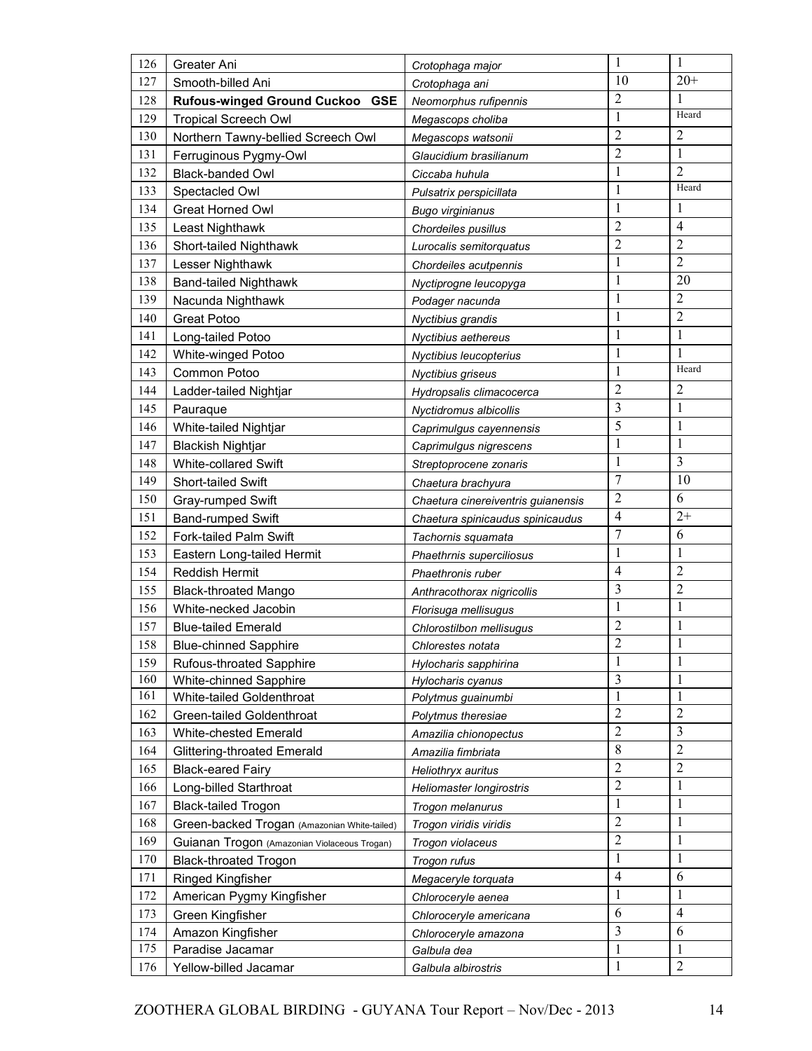| 126 | Greater Ani | *Crotophaga major* | 1 | 1 |
|---|---|---|---|---|
| 127 | Smooth-billed Ani | *Crotophaga ani* | 10 | 20+ |
| 128 | **Rufous-winged Ground Cuckoo GSE** | *Neomorphus rufipennis* | 2 | 1 |
| 129 | Tropical Screech Owl | *Megascops choliba* | 1 | Heard |
| 130 | Northern Tawny-bellied Screech Owl | *Megascops watsonii* | 2 | 2 |
| 131 | Ferruginous Pygmy-Owl | *Glaucidium brasilianum* | 2 | 1 |
| 132 | Black-banded Owl | *Ciccaba huhula* | 1 | 2 |
| 133 | Spectacled Owl | *Pulsatrix perspicillata* | 1 | Heard |
| 134 | Great Horned Owl | *Bugo virginianus* | 1 | 1 |
| 135 | Least Nighthawk | *Chordeiles pusillus* | 2 | 4 |
| 136 | Short-tailed Nighthawk | *Lurocalis semitorquatus* | 2 | 2 |
| 137 | Lesser Nighthawk | *Chordeiles acutpennis* | 1 | 2 |
| 138 | Band-tailed Nighthawk | *Nyctiprogne leucopyga* | 1 | 20 |
| 139 | Nacunda Nighthawk | *Podager nacunda* | 1 | 2 |
| 140 | Great Potoo | *Nyctibius grandis* | 1 | 2 |
| 141 | Long-tailed Potoo | *Nyctibius aethereus* | 1 | 1 |
| 142 | White-winged Potoo | *Nyctibius leucopterius* | 1 | 1 |
| 143 | Common Potoo | *Nyctibius griseus* | 1 | Heard |
| 144 | Ladder-tailed Nightjar | *Hydropsalis climacocerca* | 2 | 2 |
| 145 | Pauraque | *Nyctidromus albicollis* | 3 | 1 |
| 146 | White-tailed Nightjar | *Caprimulgus cayennensis* | 5 | 1 |
| 147 | Blackish Nightjar | *Caprimulgus nigrescens* | 1 | 1 |
| 148 | White-collared Swift | *Streptoprocene zonaris* | 1 | 3 |
| 149 | Short-tailed Swift | *Chaetura brachyura* | 7 | 10 |
| 150 | Gray-rumped Swift | *Chaetura cinereiventris guianensis* | 2 | 6 |
| 151 | Band-rumped Swift | *Chaetura spinicaudus spinicaudus* | 4 | 2+ |
| 152 | Fork-tailed Palm Swift | *Tachornis squamata* | 7 | 6 |
| 153 | Eastern Long-tailed Hermit | *Phaethrnis superciliosus* | 1 | 1 |
| 154 | Reddish Hermit | *Phaethronis ruber* | 4 | 2 |
| 155 | Black-throated Mango | *Anthracothorax nigricollis* | 3 | 2 |
| 156 | White-necked Jacobin | *Florisuga mellisugus* | 1 | 1 |
| 157 | Blue-tailed Emerald | *Chlorostilbon mellisugus* | 2 | 1 |
| 158 | Blue-chinned Sapphire | *Chlorestes notata* | 2 | 1 |
| 159 | Rufous-throated Sapphire | *Hylocharis sapphirina* | 1 | 1 |
| 160 | White-chinned Sapphire | *Hylocharis cyanus* | 3 | 1 |
| 161 | White-tailed Goldenthroat | *Polytmus guainumbi* | 1 | 1 |
| 162 | Green-tailed Goldenthroat | *Polytmus theresiae* | 2 | 2 |
| 163 | White-chested Emerald | *Amazilia chionopectus* | 2 | 3 |
| 164 | Glittering-throated Emerald | *Amazilia fimbriata* | 8 | 2 |
| 165 | Black-eared Fairy | *Heliothryx auritus* | 2 | 2 |
| 166 | Long-billed Starthroat | *Heliomaster longirostris* | 2 | 1 |
| 167 | Black-tailed Trogon | *Trogon melanurus* | 1 | 1 |
| 168 | Green-backed Trogan (Amazonian White-tailed) | *Trogon viridis viridis* | 2 | 1 |
| 169 | Guianan Trogon (Amazonian Violaceous Trogan) | *Trogon violaceus* | 2 | 1 |
| 170 | Black-throated Trogon | *Trogon rufus* | 1 | 1 |
| 171 | Ringed Kingfisher | *Megaceryle torquata* | 4 | 6 |
| 172 | American Pygmy Kingfisher | *Chloroceryle aenea* | 1 | 1 |
| 173 | Green Kingfisher | *Chloroceryle americana* | 6 | 4 |
| 174 | Amazon Kingfisher | *Chloroceryle amazona* | 3 | 6 |
| 175 | Paradise Jacamar | *Galbula dea* | 1 | 1 |
| 176 | Yellow-billed Jacamar | *Galbula albirostris* | 1 | 2 |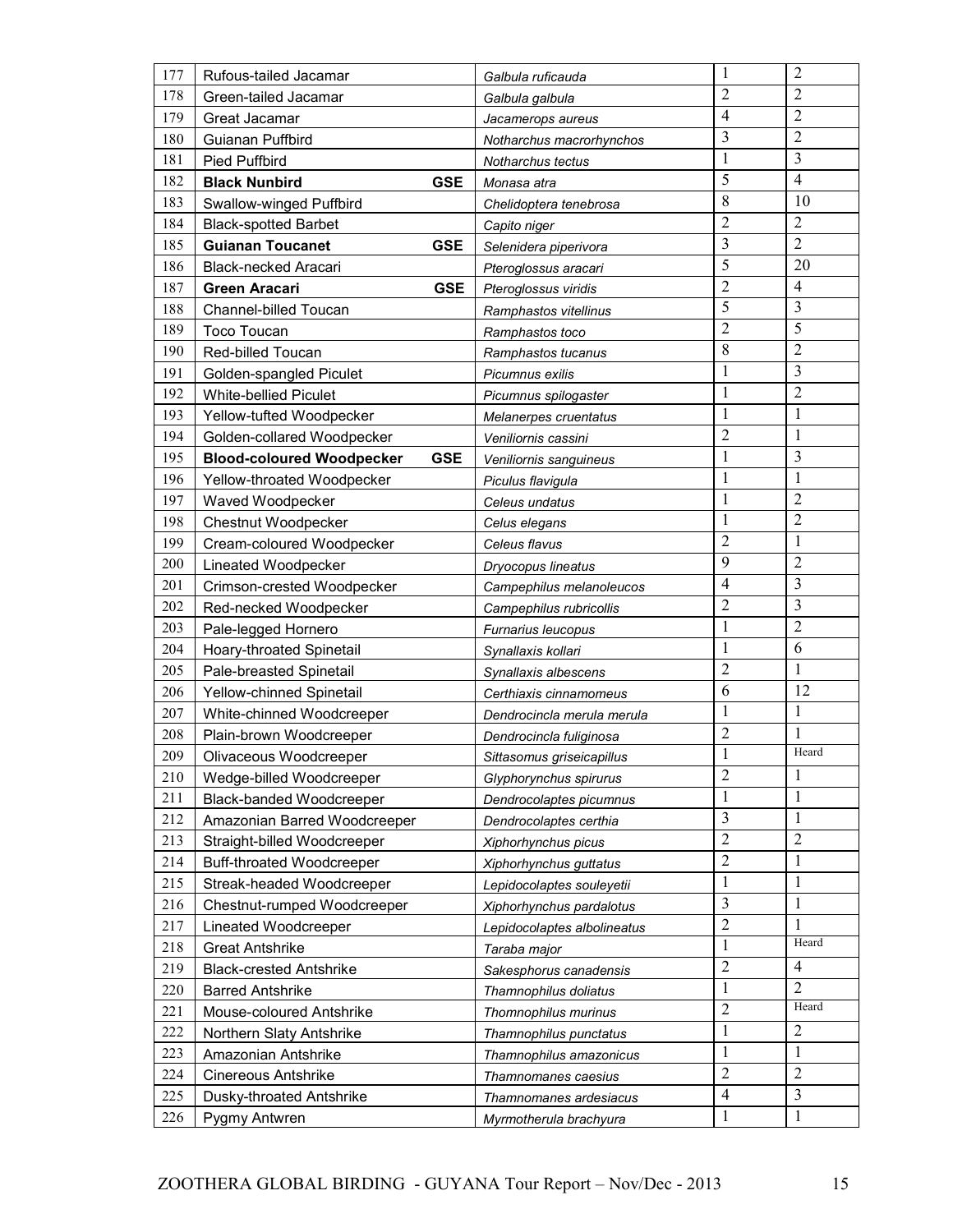| | | | | |
|---|---|---|---|---|
| 177 | Rufous-tailed Jacamar | *Galbula ruficauda* | 1 | 2 |
| 178 | Green-tailed Jacamar | *Galbula galbula* | 2 | 2 |
| 179 | Great Jacamar | *Jacamerops aureus* | 4 | 2 |
| 180 | Guianan Puffbird | *Notharchus macrorhynchos* | 3 | 2 |
| 181 | Pied Puffbird | *Notharchus tectus* | 1 | 3 |
| 182 | **Black Nunbird GSE** | *Monasa atra* | 5 | 4 |
| 183 | Swallow-winged Puffbird | *Chelidoptera tenebrosa* | 8 | 10 |
| 184 | Black-spotted Barbet | *Capito niger* | 2 | 2 |
| 185 | **Guianan Toucanet GSE** | *Selenidera piperivora* | 3 | 2 |
| 186 | Black-necked Aracari | *Pteroglossus aracari* | 5 | 20 |
| 187 | **Green Aracari GSE** | *Pteroglossus viridis* | 2 | 4 |
| 188 | Channel-billed Toucan | *Ramphastos vitellinus* | 5 | 3 |
| 189 | Toco Toucan | *Ramphastos toco* | 2 | 5 |
| 190 | Red-billed Toucan | *Ramphastos tucanus* | 8 | 2 |
| 191 | Golden-spangled Piculet | *Picumnus exilis* | 1 | 3 |
| 192 | White-bellied Piculet | *Picumnus spilogaster* | 1 | 2 |
| 193 | Yellow-tufted Woodpecker | *Melanerpes cruentatus* | 1 | 1 |
| 194 | Golden-collared Woodpecker | *Veniliornis cassini* | 2 | 1 |
| 195 | **Blood-coloured Woodpecker GSE** | *Veniliornis sanguineus* | 1 | 3 |
| 196 | Yellow-throated Woodpecker | *Piculus flavigula* | 1 | 1 |
| 197 | Waved Woodpecker | *Celeus undatus* | 1 | 2 |
| 198 | Chestnut Woodpecker | *Celus elegans* | 1 | 2 |
| 199 | Cream-coloured Woodpecker | *Celeus flavus* | 2 | 1 |
| 200 | Lineated Woodpecker | *Dryocopus lineatus* | 9 | 2 |
| 201 | Crimson-crested Woodpecker | *Campephilus melanoleucos* | 4 | 3 |
| 202 | Red-necked Woodpecker | *Campephilus rubricollis* | 2 | 3 |
| 203 | Pale-legged Hornero | *Furnarius leucopus* | 1 | 2 |
| 204 | Hoary-throated Spinetail | *Synallaxis kollari* | 1 | 6 |
| 205 | Pale-breasted Spinetail | *Synallaxis albescens* | 2 | 1 |
| 206 | Yellow-chinned Spinetail | *Certhiaxis cinnamomeus* | 6 | 12 |
| 207 | White-chinned Woodcreeper | *Dendrocincla merula merula* | 1 | 1 |
| 208 | Plain-brown Woodcreeper | *Dendrocincla fuliginosa* | 2 | 1 |
| 209 | Olivaceous Woodcreeper | *Sittasomus griseicapillus* | 1 | Heard |
| 210 | Wedge-billed Woodcreeper | *Glyphorynchus spirurus* | 2 | 1 |
| 211 | Black-banded Woodcreeper | *Dendrocolaptes picumnus* | 1 | 1 |
| 212 | Amazonian Barred Woodcreeper | *Dendrocolaptes certhia* | 3 | 1 |
| 213 | Straight-billed Woodcreeper | *Xiphorhynchus picus* | 2 | 2 |
| 214 | Buff-throated Woodcreeper | *Xiphorhynchus guttatus* | 2 | 1 |
| 215 | Streak-headed Woodcreeper | *Lepidocolaptes souleyetii* | 1 | 1 |
| 216 | Chestnut-rumped Woodcreeper | *Xiphorhynchus pardalotus* | 3 | 1 |
| 217 | Lineated Woodcreeper | *Lepidocolaptes albolineatus* | 2 | 1 |
| 218 | Great Antshrike | *Taraba major* | 1 | Heard |
| 219 | Black-crested Antshrike | *Sakesphorus canadensis* | 2 | 4 |
| 220 | Barred Antshrike | *Thamnophilus doliatus* | 1 | 2 |
| 221 | Mouse-coloured Antshrike | *Thomnophilus murinus* | 2 | Heard |
| 222 | Northern Slaty Antshrike | *Thamnophilus punctatus* | 1 | 2 |
| 223 | Amazonian Antshrike | *Thamnophilus amazonicus* | 1 | 1 |
| 224 | Cinereous Antshrike | *Thamnomanes caesius* | 2 | 2 |
| 225 | Dusky-throated Antshrike | *Thamnomanes ardesiacus* | 4 | 3 |
| 226 | Pygmy Antwren | *Myrmotherula brachyura* | 1 | 1 |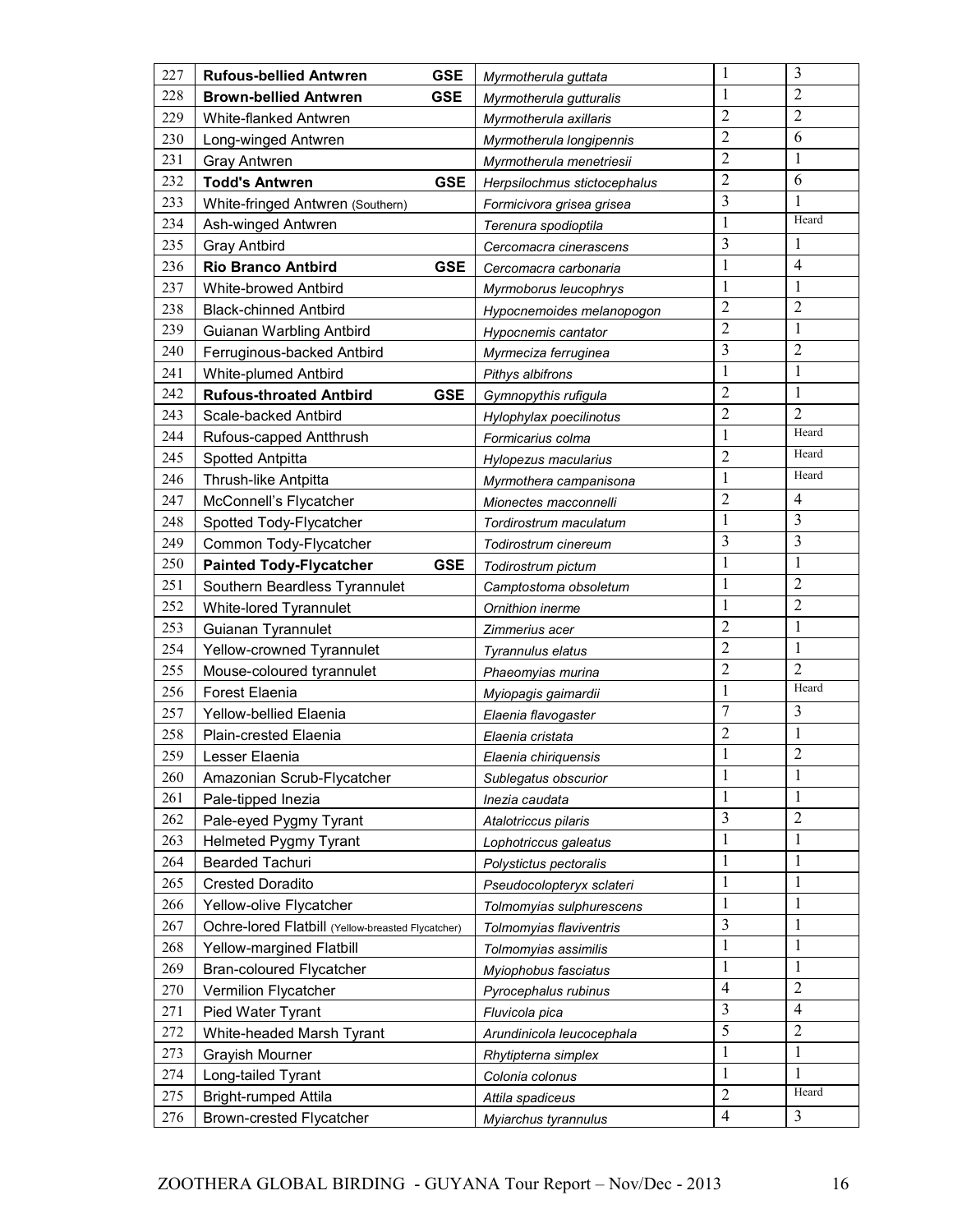| 227 | **Rufous-bellied Antwren** **GSE** | *Myrmotherula guttata* | 1 | 3 |
|---|---|---|---|---|
| 228 | **Brown-bellied Antwren** **GSE** | *Myrmotherula gutturalis* | 1 | 2 |
| 229 | White-flanked Antwren | *Myrmotherula axillaris* | 2 | 2 |
| 230 | Long-winged Antwren | *Myrmotherula longipennis* | 2 | 6 |
| 231 | Gray Antwren | *Myrmotherula menetriesii* | 2 | 1 |
| 232 | **Todd's Antwren** **GSE** | *Herpsilochmus stictocephalus* | 2 | 6 |
| 233 | White-fringed Antwren (Southern) | *Formicivora grisea grisea* | 3 | 1 |
| 234 | Ash-winged Antwren | *Terenura spodioptila* | 1 | Heard |
| 235 | Gray Antbird | *Cercomacra cinerascens* | 3 | 1 |
| 236 | **Rio Branco Antbird** **GSE** | *Cercomacra carbonaria* | 1 | 4 |
| 237 | White-browed Antbird | *Myrmoborus leucophrys* | 1 | 1 |
| 238 | Black-chinned Antbird | *Hypocnemoides melanopogon* | 2 | 2 |
| 239 | Guianan Warbling Antbird | *Hypocnemis cantator* | 2 | 1 |
| 240 | Ferruginous-backed Antbird | *Myrmeciza ferruginea* | 3 | 2 |
| 241 | White-plumed Antbird | *Pithys albifrons* | 1 | 1 |
| 242 | **Rufous-throated Antbird** **GSE** | *Gymnopythis rufigula* | 2 | 1 |
| 243 | Scale-backed Antbird | *Hylophylax poecilinotus* | 2 | 2 |
| 244 | Rufous-capped Antthrush | *Formicarius colma* | 1 | Heard |
| 245 | Spotted Antpitta | *Hylopezus macularius* | 2 | Heard |
| 246 | Thrush-like Antpitta | *Myrmothera campanisona* | 1 | Heard |
| 247 | McConnell's Flycatcher | *Mionectes macconnelli* | 2 | 4 |
| 248 | Spotted Tody-Flycatcher | *Tordirostrum maculatum* | 1 | 3 |
| 249 | Common Tody-Flycatcher | *Todirostrum cinereum* | 3 | 3 |
| 250 | **Painted Tody-Flycatcher** **GSE** | *Todirostrum pictum* | 1 | 1 |
| 251 | Southern Beardless Tyrannulet | *Camptostoma obsoletum* | 1 | 2 |
| 252 | White-lored Tyrannulet | *Ornithion inerme* | 1 | 2 |
| 253 | Guianan Tyrannulet | *Zimmerius acer* | 2 | 1 |
| 254 | Yellow-crowned Tyrannulet | *Tyrannulus elatus* | 2 | 1 |
| 255 | Mouse-coloured tyrannulet | *Phaeomyias murina* | 2 | 2 |
| 256 | Forest Elaenia | *Myiopagis gaimardii* | 1 | Heard |
| 257 | Yellow-bellied Elaenia | *Elaenia flavogaster* | 7 | 3 |
| 258 | Plain-crested Elaenia | *Elaenia cristata* | 2 | 1 |
| 259 | Lesser Elaenia | *Elaenia chiriquensis* | 1 | 2 |
| 260 | Amazonian Scrub-Flycatcher | *Sublegatus obscurior* | 1 | 1 |
| 261 | Pale-tipped Inezia | *Inezia caudata* | 1 | 1 |
| 262 | Pale-eyed Pygmy Tyrant | *Atalotriccus pilaris* | 3 | 2 |
| 263 | Helmeted Pygmy Tyrant | *Lophotriccus galeatus* | 1 | 1 |
| 264 | Bearded Tachuri | *Polystictus pectoralis* | 1 | 1 |
| 265 | Crested Doradito | *Pseudocolopteryx sclateri* | 1 | 1 |
| 266 | Yellow-olive Flycatcher | *Tolmomyias sulphurescens* | 1 | 1 |
| 267 | Ochre-lored Flatbill (Yellow-breasted Flycatcher) | *Tolmomyias flaviventris* | 3 | 1 |
| 268 | Yellow-margined Flatbill | *Tolmomyias assimilis* | 1 | 1 |
| 269 | Bran-coloured Flycatcher | *Myiophobus fasciatus* | 1 | 1 |
| 270 | Vermilion Flycatcher | *Pyrocephalus rubinus* | 4 | 2 |
| 271 | Pied Water Tyrant | *Fluvicola pica* | 3 | 4 |
| 272 | White-headed Marsh Tyrant | *Arundinicola leucocephala* | 5 | 2 |
| 273 | Grayish Mourner | *Rhytipterna simplex* | 1 | 1 |
| 274 | Long-tailed Tyrant | *Colonia colonus* | 1 | 1 |
| 275 | Bright-rumped Attila | *Attila spadiceus* | 2 | Heard |
| 276 | Brown-crested Flycatcher | *Myiarchus tyrannulus* | 4 | 3 |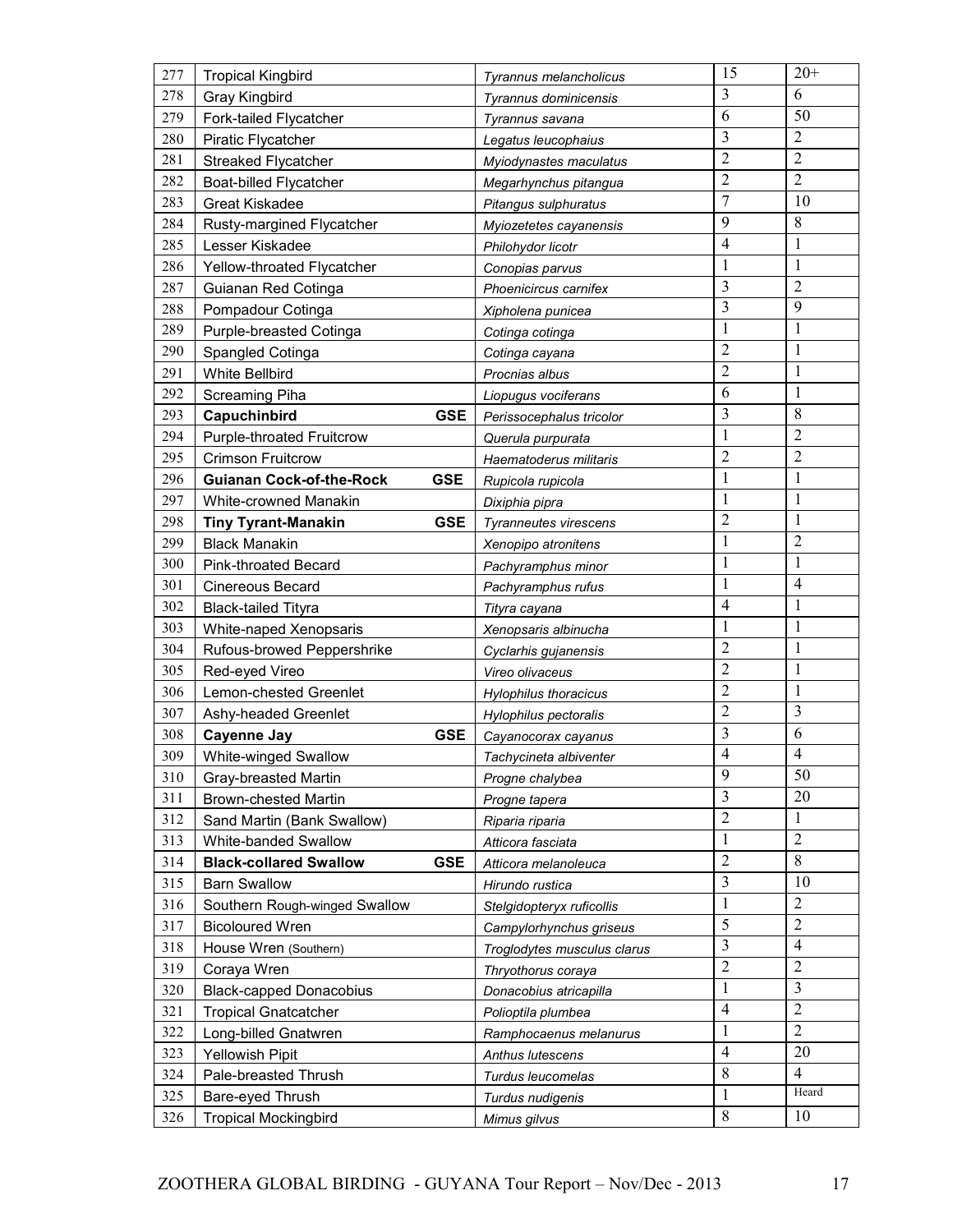| | | | | |
|---|---|---|---|---|
| 277 | Tropical Kingbird | *Tyrannus melancholicus* | 15 | 20+ |
| 278 | Gray Kingbird | *Tyrannus dominicensis* | 3 | 6 |
| 279 | Fork-tailed Flycatcher | *Tyrannus savana* | 6 | 50 |
| 280 | Piratic Flycatcher | *Legatus leucophaius* | 3 | 2 |
| 281 | Streaked Flycatcher | *Myiodynastes maculatus* | 2 | 2 |
| 282 | Boat-billed Flycatcher | *Megarhynchus pitangua* | 2 | 2 |
| 283 | Great Kiskadee | *Pitangus sulphuratus* | 7 | 10 |
| 284 | Rusty-margined Flycatcher | *Myiozetetes cayanensis* | 9 | 8 |
| 285 | Lesser Kiskadee | *Philohydor licotr* | 4 | 1 |
| 286 | Yellow-throated Flycatcher | *Conopias parvus* | 1 | 1 |
| 287 | Guianan Red Cotinga | *Phoenicircus carnifex* | 3 | 2 |
| 288 | Pompadour Cotinga | *Xipholena punicea* | 3 | 9 |
| 289 | Purple-breasted Cotinga | *Cotinga cotinga* | 1 | 1 |
| 290 | Spangled Cotinga | *Cotinga cayana* | 2 | 1 |
| 291 | White Bellbird | *Procnias albus* | 2 | 1 |
| 292 | Screaming Piha | *Liopugus vociferans* | 6 | 1 |
| 293 | **Capuchinbird GSE** | *Perissocephalus tricolor* | 3 | 8 |
| 294 | Purple-throated Fruitcrow | *Querula purpurata* | 1 | 2 |
| 295 | Crimson Fruitcrow | *Haematoderus militaris* | 2 | 2 |
| 296 | **Guianan Cock-of-the-Rock GSE** | *Rupicola rupicola* | 1 | 1 |
| 297 | White-crowned Manakin | *Dixiphia pipra* | 1 | 1 |
| 298 | **Tiny Tyrant-Manakin GSE** | *Tyranneutes virescens* | 2 | 1 |
| 299 | Black Manakin | *Xenopipo atronitens* | 1 | 2 |
| 300 | Pink-throated Becard | *Pachyramphus minor* | 1 | 1 |
| 301 | Cinereous Becard | *Pachyramphus rufus* | 1 | 4 |
| 302 | Black-tailed Tityra | *Tityra cayana* | 4 | 1 |
| 303 | White-naped Xenopsaris | *Xenopsaris albinucha* | 1 | 1 |
| 304 | Rufous-browed Peppershrike | *Cyclarhis gujanensis* | 2 | 1 |
| 305 | Red-eyed Vireo | *Vireo olivaceus* | 2 | 1 |
| 306 | Lemon-chested Greenlet | *Hylophilus thoracicus* | 2 | 1 |
| 307 | Ashy-headed Greenlet | *Hylophilus pectoralis* | 2 | 3 |
| 308 | **Cayenne Jay GSE** | *Cayanocorax cayanus* | 3 | 6 |
| 309 | White-winged Swallow | *Tachycineta albiventer* | 4 | 4 |
| 310 | Gray-breasted Martin | *Progne chalybea* | 9 | 50 |
| 311 | Brown-chested Martin | *Progne tapera* | 3 | 20 |
| 312 | Sand Martin (Bank Swallow) | *Riparia riparia* | 2 | 1 |
| 313 | White-banded Swallow | *Atticora fasciata* | 1 | 2 |
| 314 | **Black-collared Swallow GSE** | *Atticora melanoleuca* | 2 | 8 |
| 315 | Barn Swallow | *Hirundo rustica* | 3 | 10 |
| 316 | Southern Rough-winged Swallow | *Stelgidopteryx ruficollis* | 1 | 2 |
| 317 | Bicoloured Wren | *Campylorhynchus griseus* | 5 | 2 |
| 318 | House Wren (Southern) | *Troglodytes musculus clarus* | 3 | 4 |
| 319 | Coraya Wren | *Thryothorus coraya* | 2 | 2 |
| 320 | Black-capped Donacobius | *Donacobius atricapilla* | 1 | 3 |
| 321 | Tropical Gnatcatcher | *Polioptila plumbea* | 4 | 2 |
| 322 | Long-billed Gnatwren | *Ramphocaenus melanurus* | 1 | 2 |
| 323 | Yellowish Pipit | *Anthus lutescens* | 4 | 20 |
| 324 | Pale-breasted Thrush | *Turdus leucomelas* | 8 | 4 |
| 325 | Bare-eyed Thrush | *Turdus nudigenis* | 1 | Heard |
| 326 | Tropical Mockingbird | *Mimus gilvus* | 8 | 10 |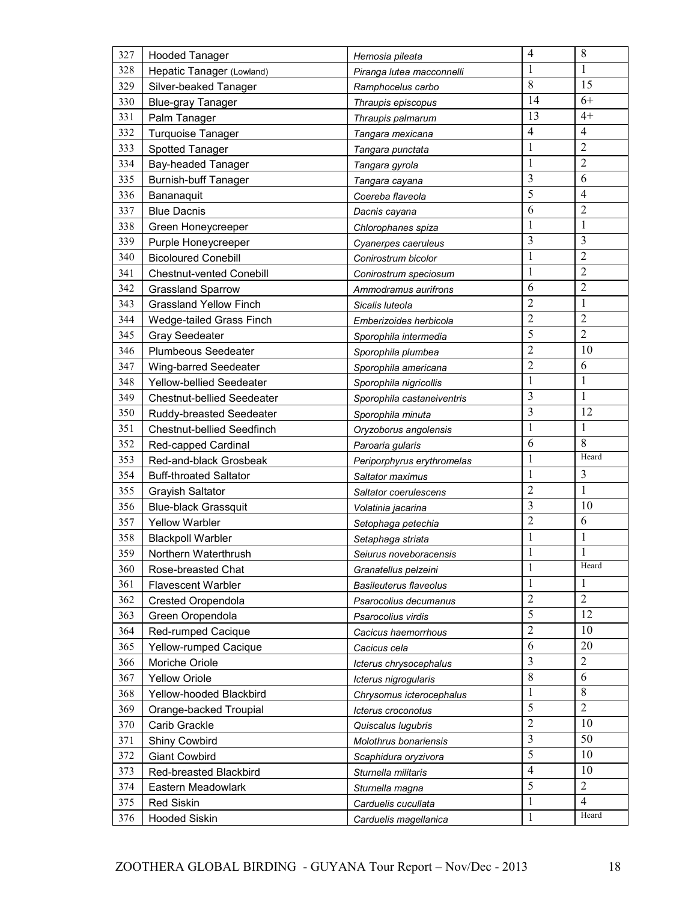| | | | | |
|---|---|---|---|---|
| 327 | Hooded Tanager | *Hemosia pileata* | 4 | 8 |
| 328 | Hepatic Tanager (Lowland) | *Piranga lutea macconnelli* | 1 | 1 |
| 329 | Silver-beaked Tanager | *Ramphocelus carbo* | 8 | 15 |
| 330 | Blue-gray Tanager | *Thraupis episcopus* | 14 | 6+ |
| 331 | Palm Tanager | *Thraupis palmarum* | 13 | 4+ |
| 332 | Turquoise Tanager | *Tangara mexicana* | 4 | 4 |
| 333 | Spotted Tanager | *Tangara punctata* | 1 | 2 |
| 334 | Bay-headed Tanager | *Tangara gyrola* | 1 | 2 |
| 335 | Burnish-buff Tanager | *Tangara cayana* | 3 | 6 |
| 336 | Bananaquit | *Coereba flaveola* | 5 | 4 |
| 337 | Blue Dacnis | *Dacnis cayana* | 6 | 2 |
| 338 | Green Honeycreeper | *Chlorophanes spiza* | 1 | 1 |
| 339 | Purple Honeycreeper | *Cyanerpes caeruleus* | 3 | 3 |
| 340 | Bicoloured Conebill | *Conirostrum bicolor* | 1 | 2 |
| 341 | Chestnut-vented Conebill | *Conirostrum speciosum* | 1 | 2 |
| 342 | Grassland Sparrow | *Ammodramus aurifrons* | 6 | 2 |
| 343 | Grassland Yellow Finch | *Sicalis luteola* | 2 | 1 |
| 344 | Wedge-tailed Grass Finch | *Emberizoides herbicola* | 2 | 2 |
| 345 | Gray Seedeater | *Sporophila intermedia* | 5 | 2 |
| 346 | Plumbeous Seedeater | *Sporophila plumbea* | 2 | 10 |
| 347 | Wing-barred Seedeater | *Sporophila americana* | 2 | 6 |
| 348 | Yellow-bellied Seedeater | *Sporophila nigricollis* | 1 | 1 |
| 349 | Chestnut-bellied Seedeater | *Sporophila castaneiventris* | 3 | 1 |
| 350 | Ruddy-breasted Seedeater | *Sporophila minuta* | 3 | 12 |
| 351 | Chestnut-bellied Seedfinch | *Oryzoborus angolensis* | 1 | 1 |
| 352 | Red-capped Cardinal | *Paroaria gularis* | 6 | 8 |
| 353 | Red-and-black Grosbeak | *Periporphyrus erythromelas* | 1 | Heard |
| 354 | Buff-throated Saltator | *Saltator maximus* | 1 | 3 |
| 355 | Grayish Saltator | *Saltator coerulescens* | 2 | 1 |
| 356 | Blue-black Grassquit | *Volatinia jacarina* | 3 | 10 |
| 357 | Yellow Warbler | *Setophaga petechia* | 2 | 6 |
| 358 | Blackpoll Warbler | *Setaphaga striata* | 1 | 1 |
| 359 | Northern Waterthrush | *Seiurus noveboracensis* | 1 | 1 |
| 360 | Rose-breasted Chat | *Granatellus pelzeini* | 1 | Heard |
| 361 | Flavescent Warbler | *Basileuterus flaveolus* | 1 | 1 |
| 362 | Crested Oropendola | *Psarocolius decumanus* | 2 | 2 |
| 363 | Green Oropendola | *Psarocolius virdis* | 5 | 12 |
| 364 | Red-rumped Cacique | *Cacicus haemorrhous* | 2 | 10 |
| 365 | Yellow-rumped Cacique | *Cacicus cela* | 6 | 20 |
| 366 | Moriche Oriole | *Icterus chrysocephalus* | 3 | 2 |
| 367 | Yellow Oriole | *Icterus nigrogularis* | 8 | 6 |
| 368 | Yellow-hooded Blackbird | *Chrysomus icterocephalus* | 1 | 8 |
| 369 | Orange-backed Troupial | *Icterus croconotus* | 5 | 2 |
| 370 | Carib Grackle | *Quiscalus lugubris* | 2 | 10 |
| 371 | Shiny Cowbird | *Molothrus bonariensis* | 3 | 50 |
| 372 | Giant Cowbird | *Scaphidura oryzivora* | 5 | 10 |
| 373 | Red-breasted Blackbird | *Sturnella militaris* | 4 | 10 |
| 374 | Eastern Meadowlark | *Sturnella magna* | 5 | 2 |
| 375 | Red Siskin | *Carduelis cucullata* | 1 | 4 |
| 376 | Hooded Siskin | *Carduelis magellanica* | 1 | Heard |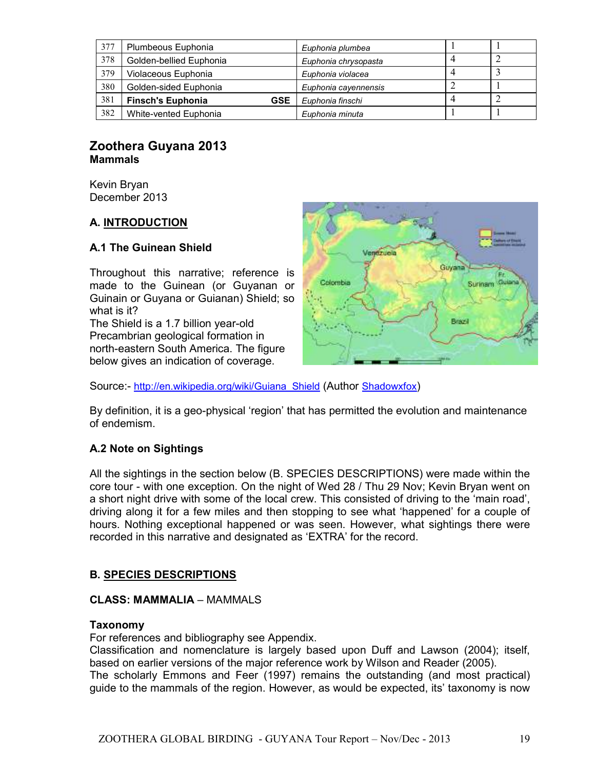| 377 | Plumbeous Euphonia | *Euphonia plumbea* | 1 | 1 |
|---|---|---|---|---|
| 378 | Golden-bellied Euphonia | *Euphonia chrysopasta* | 4 | 2 |
| 379 | Violaceous Euphonia | *Euphonia violacea* | 4 | 3 |
| 380 | Golden-sided Euphonia | *Euphonia cayennensis* | 2 | 1 |
| 381 | **Finsch's Euphonia GSE** | *Euphonia finschi* | 4 | 2 |
| 382 | White-vented Euphonia | *Euphonia minuta* | 1 | 1 |

## Zoothera Guyana 2013
### Mammals

Kevin Bryan
December 2013

### A. INTRODUCTION

#### A.1 The Guinean Shield

Throughout this narrative; reference is made to the Guinean (or Guyanan or Guinain or Guyana or Guianan) Shield; so what is it?
The Shield is a 1.7 billion year-old Precambrian geological formation in north-eastern South America. The figure below gives an indication of coverage.

Source:- http://en.wikipedia.org/wiki/Guiana_Shield (Author Shadowxfox)

By definition, it is a geo-physical 'region' that has permitted the evolution and maintenance of endemism.

#### A.2 Note on Sightings

All the sightings in the section below (B. SPECIES DESCRIPTIONS) were made within the core tour - with one exception. On the night of Wed 28 / Thu 29 Nov; Kevin Bryan went on a short night drive with some of the local crew. This consisted of driving to the 'main road', driving along it for a few miles and then stopping to see what 'happened' for a couple of hours. Nothing exceptional happened or was seen. However, what sightings there were recorded in this narrative and designated as 'EXTRA' for the record.

### B. SPECIES DESCRIPTIONS

**CLASS: MAMMALIA** – MAMMALS

**Taxonomy**
For references and bibliography see Appendix.
Classification and nomenclature is largely based upon Duff and Lawson (2004); itself, based on earlier versions of the major reference work by Wilson and Reader (2005).
The scholarly Emmons and Feer (1997) remains the outstanding (and most practical) guide to the mammals of the region. However, as would be expected, its' taxonomy is now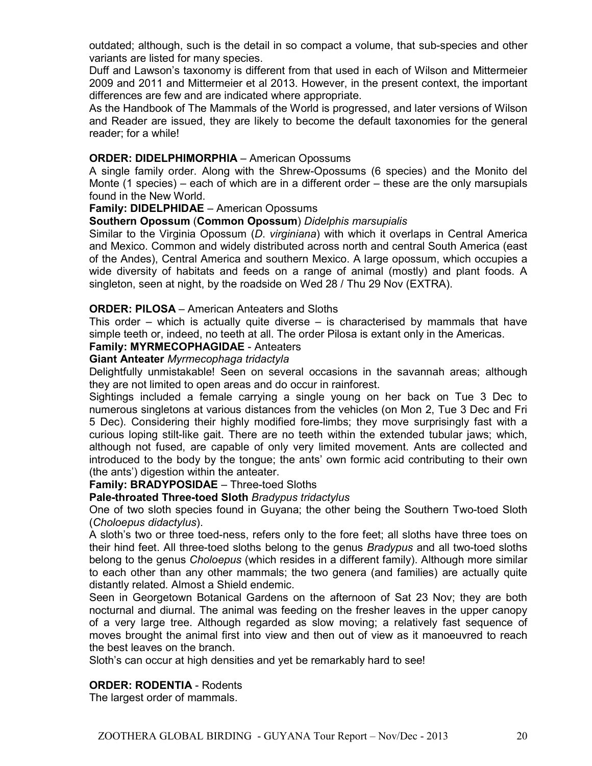outdated; although, such is the detail in so compact a volume, that sub-species and other variants are listed for many species.

Duff and Lawson's taxonomy is different from that used in each of Wilson and Mittermeier 2009 and 2011 and Mittermeier et al 2013. However, in the present context, the important differences are few and are indicated where appropriate.

As the Handbook of The Mammals of the World is progressed, and later versions of Wilson and Reader are issued, they are likely to become the default taxonomies for the general reader; for a while!

**ORDER: DIDELPHIMORPHIA** – American Opossums

A single family order. Along with the Shrew-Opossums (6 species) and the Monito del Monte (1 species) – each of which are in a different order – these are the only marsupials found in the New World.

**Family: DIDELPHIDAE** – American Opossums

**Southern Opossum** (**Common Opossum**) *Didelphis marsupialis*

Similar to the Virginia Opossum (*D. virginiana*) with which it overlaps in Central America and Mexico. Common and widely distributed across north and central South America (east of the Andes), Central America and southern Mexico. A large opossum, which occupies a wide diversity of habitats and feeds on a range of animal (mostly) and plant foods. A singleton, seen at night, by the roadside on Wed 28 / Thu 29 Nov (EXTRA).

**ORDER: PILOSA** – American Anteaters and Sloths

This order – which is actually quite diverse – is characterised by mammals that have simple teeth or, indeed, no teeth at all. The order Pilosa is extant only in the Americas.

**Family: MYRMECOPHAGIDAE** - Anteaters

**Giant Anteater** *Myrmecophaga tridactyla*

Delightfully unmistakable! Seen on several occasions in the savannah areas; although they are not limited to open areas and do occur in rainforest.

Sightings included a female carrying a single young on her back on Tue 3 Dec to numerous singletons at various distances from the vehicles (on Mon 2, Tue 3 Dec and Fri 5 Dec). Considering their highly modified fore-limbs; they move surprisingly fast with a curious loping stilt-like gait. There are no teeth within the extended tubular jaws; which, although not fused, are capable of only very limited movement. Ants are collected and introduced to the body by the tongue; the ants' own formic acid contributing to their own (the ants') digestion within the anteater.

**Family: BRADYPOSIDAE** – Three-toed Sloths

**Pale-throated Three-toed Sloth** *Bradypus tridactylus*

One of two sloth species found in Guyana; the other being the Southern Two-toed Sloth (*Choloepus didactylus*).

A sloth's two or three toed-ness, refers only to the fore feet; all sloths have three toes on their hind feet. All three-toed sloths belong to the genus *Bradypus* and all two-toed sloths belong to the genus *Choloepus* (which resides in a different family). Although more similar to each other than any other mammals; the two genera (and families) are actually quite distantly related. Almost a Shield endemic.

Seen in Georgetown Botanical Gardens on the afternoon of Sat 23 Nov; they are both nocturnal and diurnal. The animal was feeding on the fresher leaves in the upper canopy of a very large tree. Although regarded as slow moving; a relatively fast sequence of moves brought the animal first into view and then out of view as it manoeuvred to reach the best leaves on the branch.

Sloth's can occur at high densities and yet be remarkably hard to see!

**ORDER: RODENTIA** - Rodents

The largest order of mammals.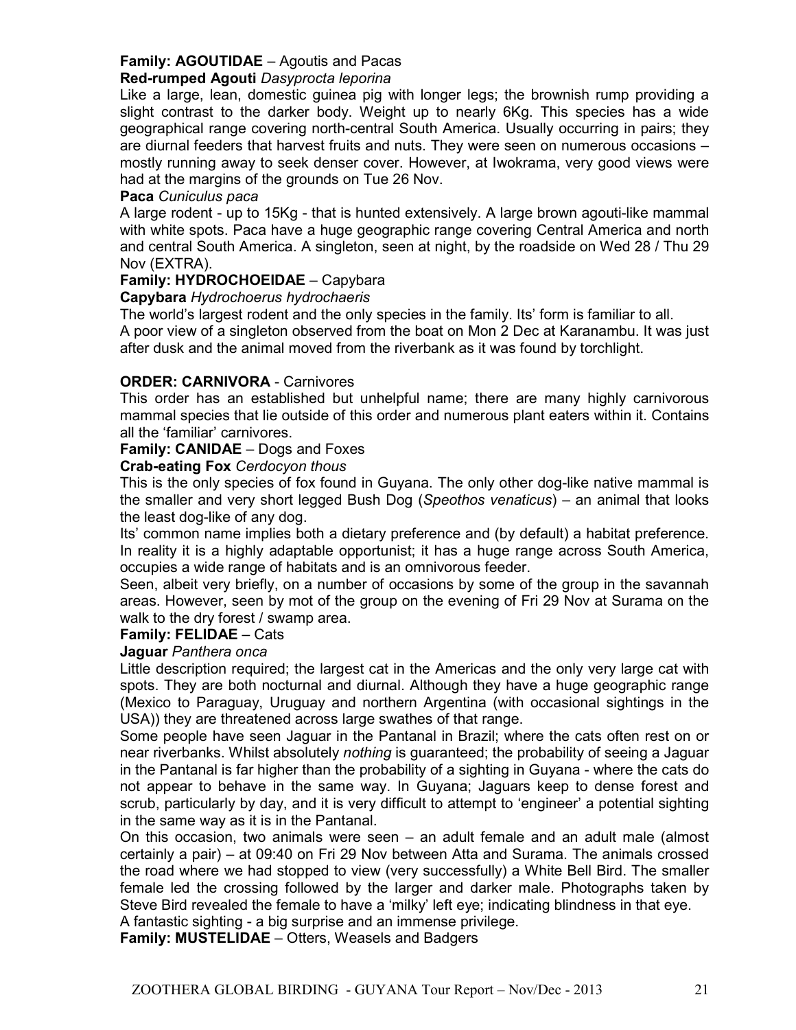**Family: AGOUTIDAE** – Agoutis and Pacas

**Red-rumped Agouti** *Dasyprocta leporina*

Like a large, lean, domestic guinea pig with longer legs; the brownish rump providing a slight contrast to the darker body. Weight up to nearly 6Kg. This species has a wide geographical range covering north-central South America. Usually occurring in pairs; they are diurnal feeders that harvest fruits and nuts. They were seen on numerous occasions – mostly running away to seek denser cover. However, at Iwokrama, very good views were had at the margins of the grounds on Tue 26 Nov.

**Paca** *Cuniculus paca*

A large rodent - up to 15Kg - that is hunted extensively. A large brown agouti-like mammal with white spots. Paca have a huge geographic range covering Central America and north and central South America. A singleton, seen at night, by the roadside on Wed 28 / Thu 29 Nov (EXTRA).

**Family: HYDROCHOEIDAE** – Capybara

**Capybara** *Hydrochoerus hydrochaeris*

The world's largest rodent and the only species in the family. Its' form is familiar to all.

A poor view of a singleton observed from the boat on Mon 2 Dec at Karanambu. It was just after dusk and the animal moved from the riverbank as it was found by torchlight.

**ORDER: CARNIVORA** - Carnivores

This order has an established but unhelpful name; there are many highly carnivorous mammal species that lie outside of this order and numerous plant eaters within it. Contains all the 'familiar' carnivores.

**Family: CANIDAE** – Dogs and Foxes

**Crab-eating Fox** *Cerdocyon thous*

This is the only species of fox found in Guyana. The only other dog-like native mammal is the smaller and very short legged Bush Dog (*Speothos venaticus*) – an animal that looks the least dog-like of any dog.

Its' common name implies both a dietary preference and (by default) a habitat preference. In reality it is a highly adaptable opportunist; it has a huge range across South America, occupies a wide range of habitats and is an omnivorous feeder.

Seen, albeit very briefly, on a number of occasions by some of the group in the savannah areas. However, seen by mot of the group on the evening of Fri 29 Nov at Surama on the walk to the dry forest / swamp area.

**Family: FELIDAE** – Cats

**Jaguar** *Panthera onca*

Little description required; the largest cat in the Americas and the only very large cat with spots. They are both nocturnal and diurnal. Although they have a huge geographic range (Mexico to Paraguay, Uruguay and northern Argentina (with occasional sightings in the USA)) they are threatened across large swathes of that range.

Some people have seen Jaguar in the Pantanal in Brazil; where the cats often rest on or near riverbanks. Whilst absolutely *nothing* is guaranteed; the probability of seeing a Jaguar in the Pantanal is far higher than the probability of a sighting in Guyana - where the cats do not appear to behave in the same way. In Guyana; Jaguars keep to dense forest and scrub, particularly by day, and it is very difficult to attempt to 'engineer' a potential sighting in the same way as it is in the Pantanal.

On this occasion, two animals were seen – an adult female and an adult male (almost certainly a pair) – at 09:40 on Fri 29 Nov between Atta and Surama. The animals crossed the road where we had stopped to view (very successfully) a White Bell Bird. The smaller female led the crossing followed by the larger and darker male. Photographs taken by Steve Bird revealed the female to have a 'milky' left eye; indicating blindness in that eye.

A fantastic sighting - a big surprise and an immense privilege.

**Family: MUSTELIDAE** – Otters, Weasels and Badgers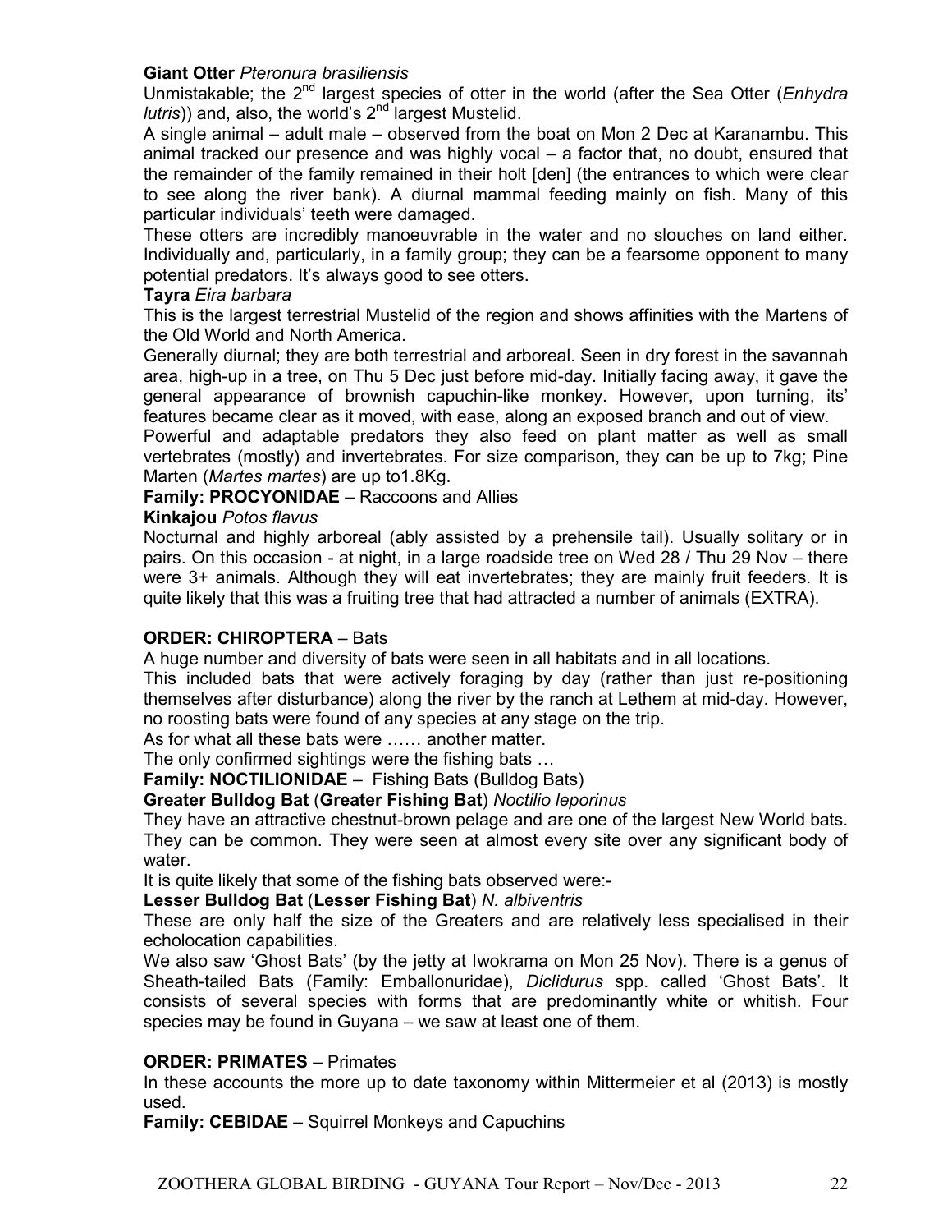**Giant Otter** *Pteronura brasiliensis*

Unmistakable; the 2nd largest species of otter in the world (after the Sea Otter (*Enhydra lutris*)) and, also, the world's 2nd largest Mustelid.

A single animal – adult male – observed from the boat on Mon 2 Dec at Karanambu. This animal tracked our presence and was highly vocal – a factor that, no doubt, ensured that the remainder of the family remained in their holt [den] (the entrances to which were clear to see along the river bank). A diurnal mammal feeding mainly on fish. Many of this particular individuals' teeth were damaged.

These otters are incredibly manoeuvrable in the water and no slouches on land either. Individually and, particularly, in a family group; they can be a fearsome opponent to many potential predators. It's always good to see otters.

**Tayra** *Eira barbara*

This is the largest terrestrial Mustelid of the region and shows affinities with the Martens of the Old World and North America.

Generally diurnal; they are both terrestrial and arboreal. Seen in dry forest in the savannah area, high-up in a tree, on Thu 5 Dec just before mid-day. Initially facing away, it gave the general appearance of brownish capuchin-like monkey. However, upon turning, its' features became clear as it moved, with ease, along an exposed branch and out of view.

Powerful and adaptable predators they also feed on plant matter as well as small vertebrates (mostly) and invertebrates. For size comparison, they can be up to 7kg; Pine Marten (*Martes martes*) are up to1.8Kg.

**Family: PROCYONIDAE** – Raccoons and Allies

**Kinkajou** *Potos flavus*

Nocturnal and highly arboreal (ably assisted by a prehensile tail). Usually solitary or in pairs. On this occasion - at night, in a large roadside tree on Wed 28 / Thu 29 Nov – there were 3+ animals. Although they will eat invertebrates; they are mainly fruit feeders. It is quite likely that this was a fruiting tree that had attracted a number of animals (EXTRA).

**ORDER: CHIROPTERA** – Bats

A huge number and diversity of bats were seen in all habitats and in all locations.

This included bats that were actively foraging by day (rather than just re-positioning themselves after disturbance) along the river by the ranch at Lethem at mid-day. However, no roosting bats were found of any species at any stage on the trip.

As for what all these bats were …… another matter.

The only confirmed sightings were the fishing bats …

**Family: NOCTILIONIDAE** – Fishing Bats (Bulldog Bats)

**Greater Bulldog Bat** (**Greater Fishing Bat**) *Noctilio leporinus*

They have an attractive chestnut-brown pelage and are one of the largest New World bats. They can be common. They were seen at almost every site over any significant body of water.

It is quite likely that some of the fishing bats observed were:-

**Lesser Bulldog Bat** (**Lesser Fishing Bat**) *N. albiventris*

These are only half the size of the Greaters and are relatively less specialised in their echolocation capabilities.

We also saw 'Ghost Bats' (by the jetty at Iwokrama on Mon 25 Nov). There is a genus of Sheath-tailed Bats (Family: Emballonuridae), *Diclidurus* spp. called 'Ghost Bats'. It consists of several species with forms that are predominantly white or whitish. Four species may be found in Guyana – we saw at least one of them.

**ORDER: PRIMATES** – Primates

In these accounts the more up to date taxonomy within Mittermeier et al (2013) is mostly used.

**Family: CEBIDAE** – Squirrel Monkeys and Capuchins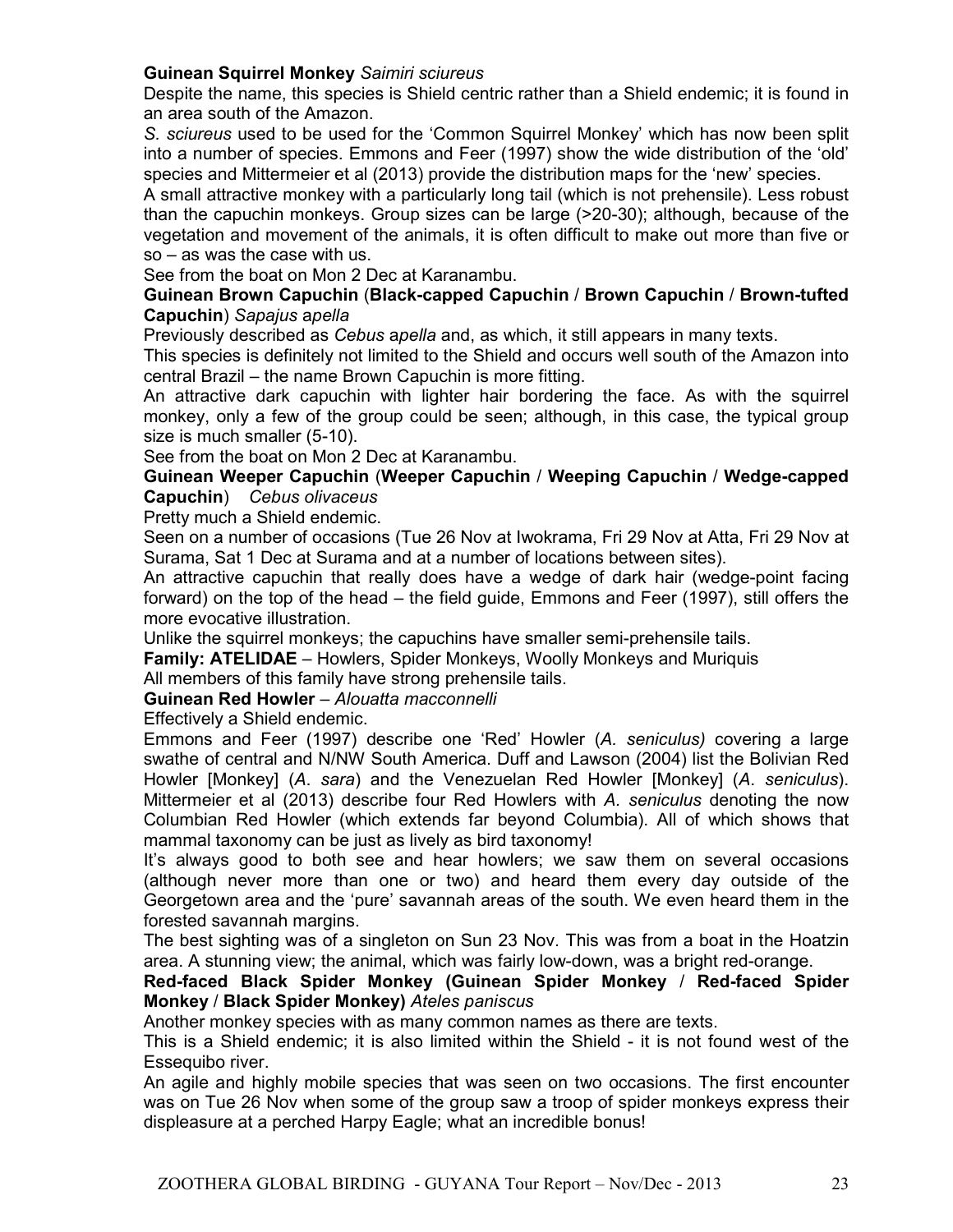**Guinean Squirrel Monkey** *Saimiri sciureus*

Despite the name, this species is Shield centric rather than a Shield endemic; it is found in an area south of the Amazon.

*S. sciureus* used to be used for the 'Common Squirrel Monkey' which has now been split into a number of species. Emmons and Feer (1997) show the wide distribution of the 'old' species and Mittermeier et al (2013) provide the distribution maps for the 'new' species.

A small attractive monkey with a particularly long tail (which is not prehensile). Less robust than the capuchin monkeys. Group sizes can be large (>20-30); although, because of the vegetation and movement of the animals, it is often difficult to make out more than five or so – as was the case with us.

See from the boat on Mon 2 Dec at Karanambu.

**Guinean Brown Capuchin** (**Black-capped Capuchin** / **Brown Capuchin** / **Brown-tufted Capuchin**) *Sapajus apella*

Previously described as *Cebus apella* and, as which, it still appears in many texts.

This species is definitely not limited to the Shield and occurs well south of the Amazon into central Brazil – the name Brown Capuchin is more fitting.

An attractive dark capuchin with lighter hair bordering the face. As with the squirrel monkey, only a few of the group could be seen; although, in this case, the typical group size is much smaller (5-10).

See from the boat on Mon 2 Dec at Karanambu.

**Guinean Weeper Capuchin** (**Weeper Capuchin** / **Weeping Capuchin** / **Wedge-capped Capuchin**) *Cebus olivaceus*

Pretty much a Shield endemic.

Seen on a number of occasions (Tue 26 Nov at Iwokrama, Fri 29 Nov at Atta, Fri 29 Nov at Surama, Sat 1 Dec at Surama and at a number of locations between sites).

An attractive capuchin that really does have a wedge of dark hair (wedge-point facing forward) on the top of the head – the field guide, Emmons and Feer (1997), still offers the more evocative illustration.

Unlike the squirrel monkeys; the capuchins have smaller semi-prehensile tails.

**Family: ATELIDAE** – Howlers, Spider Monkeys, Woolly Monkeys and Muriquis

All members of this family have strong prehensile tails.

**Guinean Red Howler** – *Alouatta macconnelli*

Effectively a Shield endemic.

Emmons and Feer (1997) describe one 'Red' Howler (*A. seniculus)* covering a large swathe of central and N/NW South America. Duff and Lawson (2004) list the Bolivian Red Howler [Monkey] (*A. sara*) and the Venezuelan Red Howler [Monkey] (*A. seniculus*). Mittermeier et al (2013) describe four Red Howlers with *A. seniculus* denoting the now Columbian Red Howler (which extends far beyond Columbia). All of which shows that mammal taxonomy can be just as lively as bird taxonomy!

It's always good to both see and hear howlers; we saw them on several occasions (although never more than one or two) and heard them every day outside of the Georgetown area and the 'pure' savannah areas of the south. We even heard them in the forested savannah margins.

The best sighting was of a singleton on Sun 23 Nov. This was from a boat in the Hoatzin area. A stunning view; the animal, which was fairly low-down, was a bright red-orange.

**Red-faced Black Spider Monkey (Guinean Spider Monkey / Red-faced Spider Monkey / Black Spider Monkey)** *Ateles paniscus*

Another monkey species with as many common names as there are texts.

This is a Shield endemic; it is also limited within the Shield - it is not found west of the Essequibo river.

An agile and highly mobile species that was seen on two occasions. The first encounter was on Tue 26 Nov when some of the group saw a troop of spider monkeys express their displeasure at a perched Harpy Eagle; what an incredible bonus!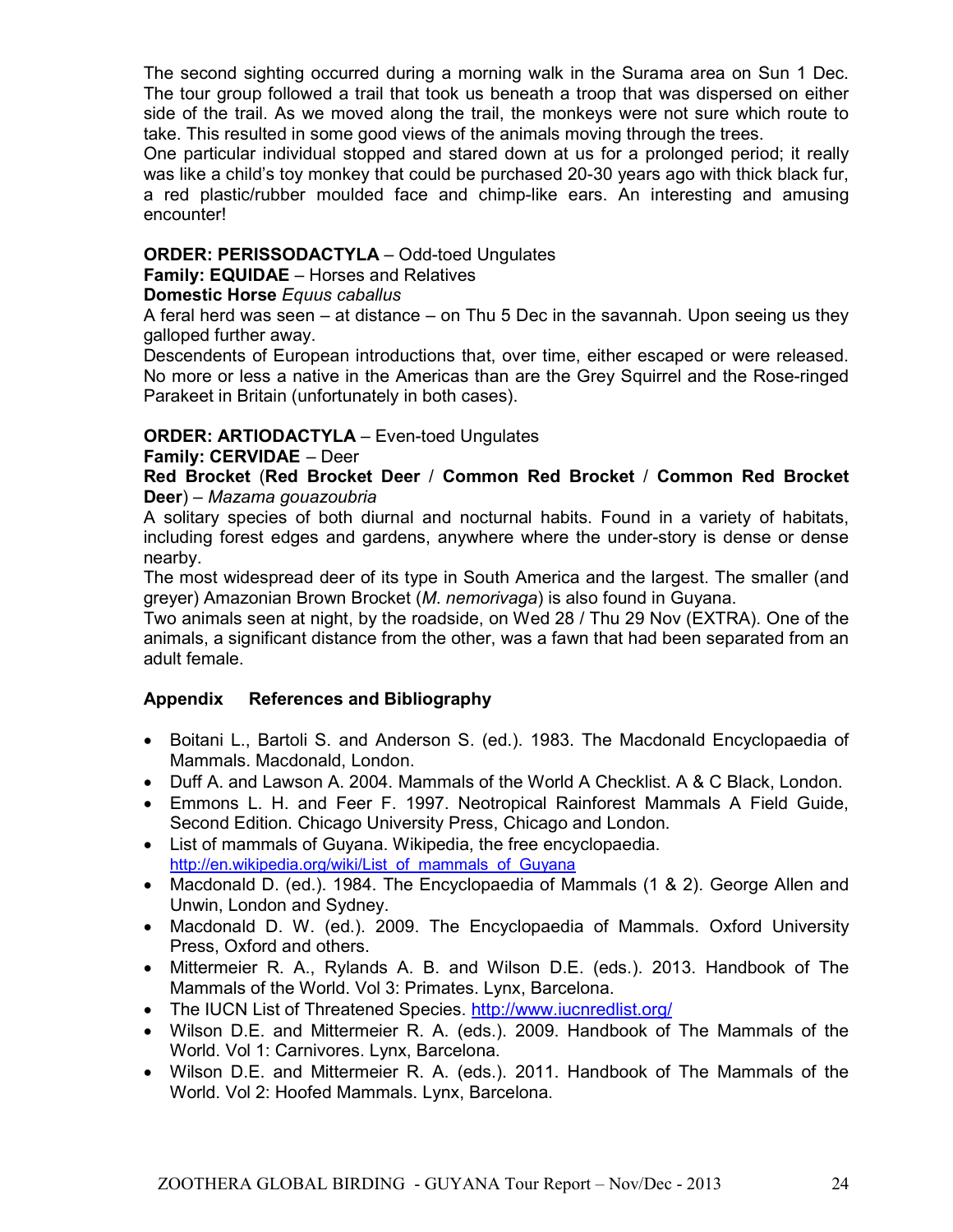The second sighting occurred during a morning walk in the Surama area on Sun 1 Dec. The tour group followed a trail that took us beneath a troop that was dispersed on either side of the trail. As we moved along the trail, the monkeys were not sure which route to take. This resulted in some good views of the animals moving through the trees.
One particular individual stopped and stared down at us for a prolonged period; it really was like a child's toy monkey that could be purchased 20-30 years ago with thick black fur, a red plastic/rubber moulded face and chimp-like ears. An interesting and amusing encounter!

**ORDER: PERISSODACTYLA** – Odd-toed Ungulates
**Family: EQUIDAE** – Horses and Relatives
**Domestic Horse** *Equus caballus*
A feral herd was seen – at distance – on Thu 5 Dec in the savannah. Upon seeing us they galloped further away.
Descendents of European introductions that, over time, either escaped or were released. No more or less a native in the Americas than are the Grey Squirrel and the Rose-ringed Parakeet in Britain (unfortunately in both cases).

**ORDER: ARTIODACTYLA** – Even-toed Ungulates
**Family: CERVIDAE** – Deer
**Red Brocket** (**Red Brocket Deer** / **Common Red Brocket** / **Common Red Brocket Deer**) – *Mazama gouazoubria*
A solitary species of both diurnal and nocturnal habits. Found in a variety of habitats, including forest edges and gardens, anywhere where the under-story is dense or dense nearby.
The most widespread deer of its type in South America and the largest. The smaller (and greyer) Amazonian Brown Brocket (*M. nemorivaga*) is also found in Guyana.
Two animals seen at night, by the roadside, on Wed 28 / Thu 29 Nov (EXTRA). One of the animals, a significant distance from the other, was a fawn that had been separated from an adult female.

## Appendix References and Bibliography

- Boitani L., Bartoli S. and Anderson S. (ed.). 1983. The Macdonald Encyclopaedia of Mammals. Macdonald, London.
- Duff A. and Lawson A. 2004. Mammals of the World A Checklist. A & C Black, London.
- Emmons L. H. and Feer F. 1997. Neotropical Rainforest Mammals A Field Guide, Second Edition. Chicago University Press, Chicago and London.
- List of mammals of Guyana. Wikipedia, the free encyclopaedia. http://en.wikipedia.org/wiki/List_of_mammals_of_Guyana
- Macdonald D. (ed.). 1984. The Encyclopaedia of Mammals (1 & 2). George Allen and Unwin, London and Sydney.
- Macdonald D. W. (ed.). 2009. The Encyclopaedia of Mammals. Oxford University Press, Oxford and others.
- Mittermeier R. A., Rylands A. B. and Wilson D.E. (eds.). 2013. Handbook of The Mammals of the World. Vol 3: Primates. Lynx, Barcelona.
- The IUCN List of Threatened Species. http://www.iucnredlist.org/
- Wilson D.E. and Mittermeier R. A. (eds.). 2009. Handbook of The Mammals of the World. Vol 1: Carnivores. Lynx, Barcelona.
- Wilson D.E. and Mittermeier R. A. (eds.). 2011. Handbook of The Mammals of the World. Vol 2: Hoofed Mammals. Lynx, Barcelona.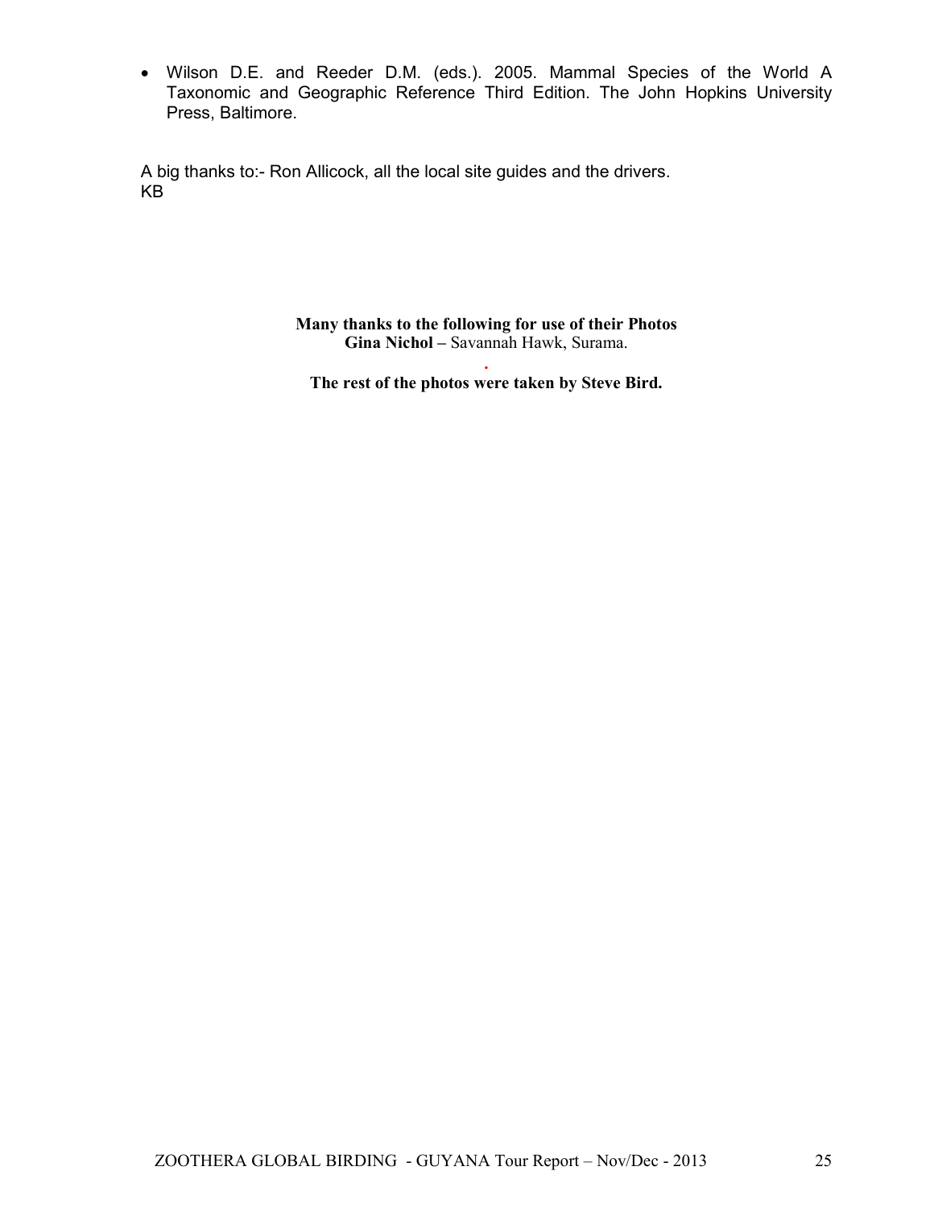- Wilson D.E. and Reeder D.M. (eds.). 2005. Mammal Species of the World A Taxonomic and Geographic Reference Third Edition. The John Hopkins University Press, Baltimore.

A big thanks to:- Ron Allicock, all the local site guides and the drivers.
KB

**Many thanks to the following for use of their Photos**
**Gina Nichol –** Savannah Hawk, Surama.

.

**The rest of the photos were taken by Steve Bird.**